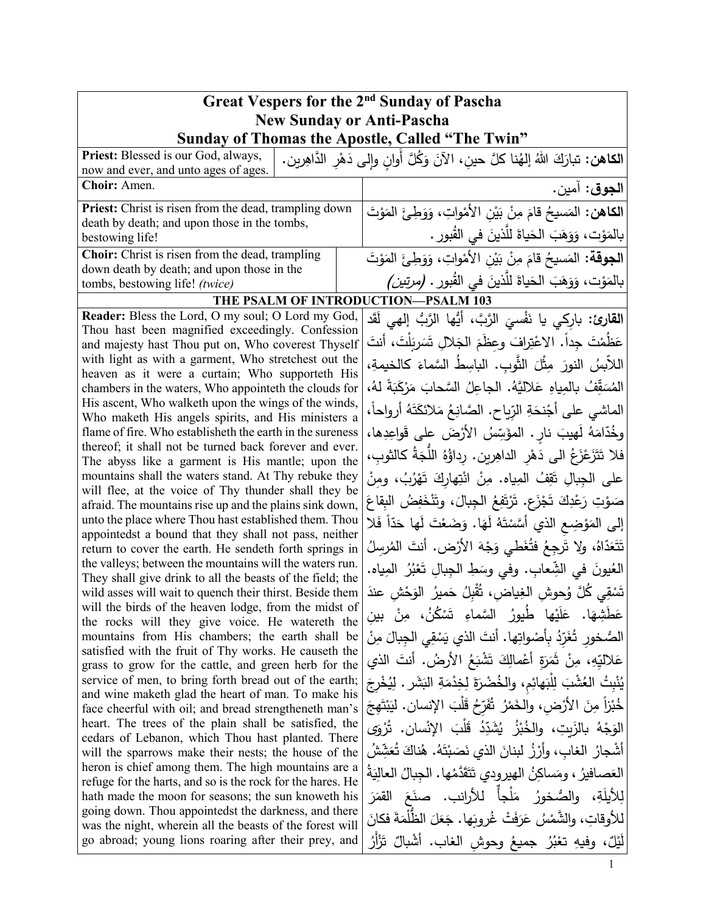# Great Vespers for the 2nd Sunday of Pascha
## New Sunday or Anti-Pascha
## Sunday of Thomas the Apostle, Called "The Twin"

| | |
|---|---|
| **Priest:** Blessed is our God, always, now and ever, and unto ages of ages. | **الكاهن:** تبارَكَ اللهُ إلهُنا كلَّ حينٍ، الآنَ وَكُلَّ أَوانٍ وإلى دَهْرِ الدَّاهِرين. |
| **Choir:** Amen. | **الجوق:** آمين. |
| **Priest:** Christ is risen from the dead, trampling down death by death; and upon those in the tombs, bestowing life! | **الكاهن:** المَسيحُ قامَ مِنْ بَيْنِ الأَمْواتِ، وَوَطِئَ المَوْتَ بالمَوْت، وَوَهَبَ الحَياةَ لِلَّذينَ في القُبور. |
| **Choir:** Christ is risen from the dead, trampling down death by death; and upon those in the tombs, bestowing life! *(twice)* | **الجوقة:** المَسيحُ قامَ مِنْ بَيْنِ الأَمْواتِ، وَوَطِئَ المَوْتَ بالمَوْت، وَوَهَبَ الحَياةَ لِلَّذينَ في القُبور. *(مرتين)* |

### THE PSALM OF INTRODUCTION—PSALM 103

| | |
|---|---|
| **Reader:** Bless the Lord, O my soul; O Lord my God, Thou hast been magnified exceedingly. Confession and majesty hast Thou put on, Who coverest Thyself with light as with a garment, Who stretchest out the heaven as it were a curtain; Who supporteth His chambers in the waters, Who appointeth the clouds for His ascent, Who walketh upon the wings of the winds, Who maketh His angels spirits, and His ministers a flame of fire. Who establisheth the earth in the sureness thereof; it shall not be turned back forever and ever. The abyss like a garment is His mantle; upon the mountains shall the waters stand. At Thy rebuke they will flee, at the voice of Thy thunder shall they be afraid. The mountains rise up and the plains sink down, unto the place where Thou hast established them. Thou appointedst a bound that they shall not pass, neither return to cover the earth. He sendeth forth springs in the valleys; between the mountains will the waters run. They shall give drink to all the beasts of the field; the wild asses will wait to quench their thirst. Beside them will the birds of the heaven lodge, from the midst of the rocks will they give voice. He watereth the mountains from His chambers; the earth shall be satisfied with the fruit of Thy works. He causeth the grass to grow for the cattle, and green herb for the service of men, to bring forth bread out of the earth; and wine maketh glad the heart of man. To make his face cheerful with oil; and bread strengtheneth man's heart. The trees of the plain shall be satisfied, the cedars of Lebanon, which Thou hast planted. There will the sparrows make their nests; the house of the heron is chief among them. The high mountains are a refuge for the harts, and so is the rock for the hares. He hath made the moon for seasons; the sun knoweth his going down. Thou appointedst the darkness, and there was the night, wherein all the beasts of the forest will go abroad; young lions roaring after their prey, and | **القارئ:** باركي يا نَفْسيَ الرَّبَّ، أيُّها الرَّبُّ إلهي لَقَد عَظُمْتَ جِداً. الاعْتِرافَ وعِظَمَ الجَلالِ تَسَربَلْتَ، أنتَ اللابِسُ النورَ مِثْلَ الثَّوبِ. الباسِطُ السَّماءَ كالخيمةِ، المُسَقِّفُ بالمِياهِ عَلاليَّهُ. الجاعِلُ السَّحابَ مَرْكَبَةً لهُ، الماشي على أجْنحَةِ الرِّياح. الصَّانِعُ مَلائكَتَهُ أرواحاً، وخُدّامَهُ لَهيبَ نارٍ. المؤَسِّسُ الأرْضَ على قَواعِدِها، فلا تَتَزَعْزَعُ الى دَهْرِ الداهِرين. رِداؤُهُ اللُّجَةُ كالثوبِ، على الجِبالِ تَقِفُ المِياه. مِنْ انْتِهارِكَ تَهْرُبُ، ومِنْ صَوْتِ رَعْدِكَ تَجْزَع. تَرْتَفِعُ الجِبالَ، وتَنْخَفِضُ البِقاعَ إلى المَوْضِعِ الذي أسَّسْتَهُ لَهَا. وَضَعْتَ لَها حَدّاً فَلا تَتَعَدّاهُ، ولا تَرجِعُ فتُغَطي وَجْهَ الأرْض. أنتَ المُرسِلُ العُيونَ في الشِّعابِ. وفي وسَطِ الجِبالِ تَعْبُرُ المِياه. تَسْقِي كُلَّ وُحوشِ الغِياضِ، تُقْبِلُ حَميرُ الوَحْشِ عندَ عَطَشِهَا. عَلَيْها طُيورُ السَّماءِ تَسْكُنُ، مِنْ بينِ الصُّخورِ تُغَرِّدُ بأَصْواتِها. أنتَ الذي يَسْقِي الجِبالَ مِنْ عَلاليِّهِ، مِنْ ثَمَرَةِ أعْمالِكَ تَشْبَعُ الأرضُ. أنتَ الذي يُنْبِتُ العُشْبَ لِلْبَهائِمِ، والخُضْرَةَ لِخِدْمَةِ البَشَر. لِيُخْرِجَ خُبْزاً مِنَ الأرْضِ، والخَمْرُ تُفَرِّحُ قَلْبَ الإنسان. لِيَبْتَهِجَ الوَجْهُ بالزَيتِ، والخُبْزُ يُشَدِّدُ قَلْبَ الإنْسان. تُرْوَى أشْجارُ الغابِ، وأرْزُ لبنانَ الذي نَصَبْتَهُ. هُناكَ تُعَشِّشُ العَصافيرُ، ومَساكِنُ الهيرودي تَتَقَدَّمُها. الجِبالُ العالِيَةُ لِلأيلَةِ، والصُّخورُ مَلْجأٌ للأرانب. صنَعَ القمَرَ للأوقاتِ، والشَّمْسُ عَرَفَتْ غُروبَها. جَعَلَ الظُّلْمَةَ فكانَ لَيْلٌ، وفيهِ تعْبُرُ جميعُ وحوشِ الغاب. أشْبالٌ تَزْأَرُ |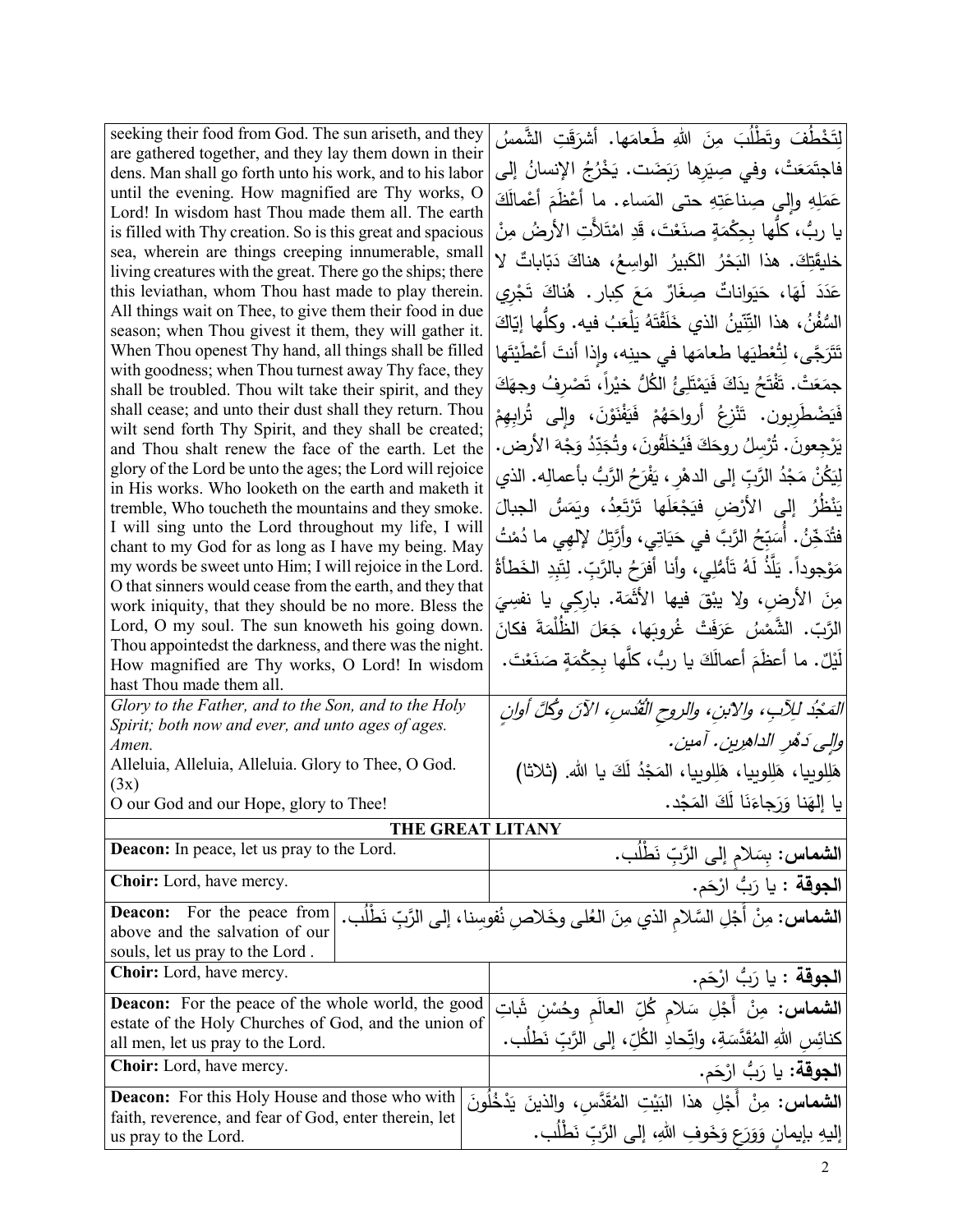| | |
|---|---|
| seeking their food from God. The sun ariseth, and they are gathered together, and they lay them down in their dens. Man shall go forth unto his work, and to his labor until the evening. How magnified are Thy works, O Lord! In wisdom hast Thou made them all. The earth is filled with Thy creation. So is this great and spacious sea, wherein are things creeping innumerable, small living creatures with the great. There go the ships; there this leviathan, whom Thou hast made to play therein. All things wait on Thee, to give them their food in due season; when Thou givest it them, they will gather it. When Thou openest Thy hand, all things shall be filled with goodness; when Thou turnest away Thy face, they shall be troubled. Thou wilt take their spirit, and they shall cease; and unto their dust shall they return. Thou wilt send forth Thy Spirit, and they shall be created; and Thou shalt renew the face of the earth. Let the glory of the Lord be unto the ages; the Lord will rejoice in His works. Who looketh on the earth and maketh it tremble, Who toucheth the mountains and they smoke. I will sing unto the Lord throughout my life, I will chant to my God for as long as I have my being. May my words be sweet unto Him; I will rejoice in the Lord. O that sinners would cease from the earth, and they that work iniquity, that they should be no more. Bless the Lord, O my soul. The sun knoweth his going down. Thou appointedst the darkness, and there was the night. How magnified are Thy works, O Lord! In wisdom hast Thou made them all. | لِتَخْطُفَ وتَطْلُبَ مِنَ اللهِ طَعامَها. أشرَقَتِ الشَّمسُ فاجتَمَعَتْ، وفي صِيَرِها رَبَضَت. يَخْرُجُ الإنسانُ إلى عَمَلِهِ وإلى صِناعَتِهِ حتى المَساء. ما أَعْظَمَ أعْمالَكَ يا ربُّ، كلُّها بِحِكْمَةٍ صنَعْتَ، قَدِ امْتَلأَتِ الأرضُ مِنْ خليقَّتِكَ. هذا البَحْرُ الكَبيرُ الواسِعُ، هناكَ دَبّاباتٌ لا عَدَدَ لَهَا، حَيَواناتٌ صِغَارٌ مَعَ كِبار. هُناكَ تَجْرِي السُّفُنُ، هذا التِّنّينُ الذي خَلَقْتَهُ يَلْعَبُ فيه. وكلُّها إيّاكَ تَتَرَجَّى، لِتُعْطِيَها طعامَها في حينِه، وإذا أنتَ أعْطَيْتَها جمَعَتْ. تَفْتَحُ يدَكَ فَيَمْتَلِئُ الكُلُّ خيْراً، تَصْرِفُ وجهَكَ فَيَضْطَرِبون. تَنْزِعُ أرواحَهُمْ فَيَفْنَوْنَ، وإلى تُرابِهِمْ يَرْجِعونَ. تُرْسِلُ روحَكَ فَيُخلَقُونَ، وتُجَدِّدُ وَجْهَ الأرض. لِيَكُنْ مَجْدُ الرَّبِّ إلى الدهْرِ، يَفْرَحُ الرَّبُّ بأعمالِه. الذي يَنْظُرُ إلى الأرْضِ فيَجْعَلَها تَرْتَعِدُ، ويَمَسُّ الجبالَ فتُدَخِّنُ. أُسَبِّحُ الرَّبَّ في حَيَاتِي، وأُرَتِّلُ لإلهِي ما دُمْتُ مَوْجوداً. يَلَذُّ لَهُ تَأَمُّلِي، وأنا أفرَحُ بالرَّبِّ. لِتَبِدِ الخَطَأَةُ مِنَ الأرضِ، ولا يبْقَ فيها الأثَمَة. بارِكِي يا نفسِيَ الرَّبّ. الشَّمْسُ عَرَفَتْ غُروبَها، جَعَلَ الظُّلْمَةَ فكانَ لَيْلٌ. ما أعظَمَ أعمالَكَ يا ربُّ، كلَّها بِحِكْمَةٍ صَنَعْتَ. |
| *Glory to the Father, and to the Son, and to the Holy Spirit; both now and ever, and unto ages of ages. Amen.* Alleluia, Alleluia, Alleluia. Glory to Thee, O God. (3x) O our God and our Hope, glory to Thee! | *المَجْدُ للآبِ، والابنِ، والروحِ القُدُسِ، الآنَ وكُلَّ أوانٍ وإلى دَهْرِ الداهرين. آمين.* هَلِلويا، هَلِلويا، هَلِلويا، المَجْدُ لَكَ يا الله. (ثلاثا) يا إلهَنا وَرَجاءَنَا لَكَ المَجْد. |

**THE GREAT LITANY**

| | |
|---|---|
| **Deacon:** In peace, let us pray to the Lord. | **الشماس:** بِسَلامٍ إلى الرَّبِّ نَطْلُب. |
| **Choir:** Lord, have mercy. | **الجوقة** : يا رَبُّ ارْحَم. |
| **Deacon:** For the peace from above and the salvation of our souls, let us pray to the Lord . | **الشماس:** مِنْ أَجْلِ السَّلامِ الذي مِنَ العُلى وخَلاصِ نُفوسِنا، إلى الرَّبِّ نَطْلُب. |
| **Choir:** Lord, have mercy. | **الجوقة** : يا رَبُّ ارْحَم. |
| **Deacon:** For the peace of the whole world, the good estate of the Holy Churches of God, and the union of all men, let us pray to the Lord. | **الشماس:** مِنْ أَجْلِ سَلامِ كُلِّ العالَمِ وحُسْنِ ثَباتِ كنائِسِ اللهِ المُقَدَّسَةِ، واتِّحادِ الكُلِّ، إلى الرَّبِّ نَطلُب. |
| **Choir:** Lord, have mercy. | **الجوقة:** يا رَبُّ ارْحَم. |
| **Deacon:** For this Holy House and those who with faith, reverence, and fear of God, enter therein, let us pray to the Lord. | **الشماس:** مِنْ أَجْلِ هذا البَيْتِ المُقَدَّسِ، والذينَ يَدْخُلُونَ إليهِ بإيمانٍ وَوَرَعٍ وَخَوفِ اللهِ، إلى الرَّبِّ نَطْلُب. |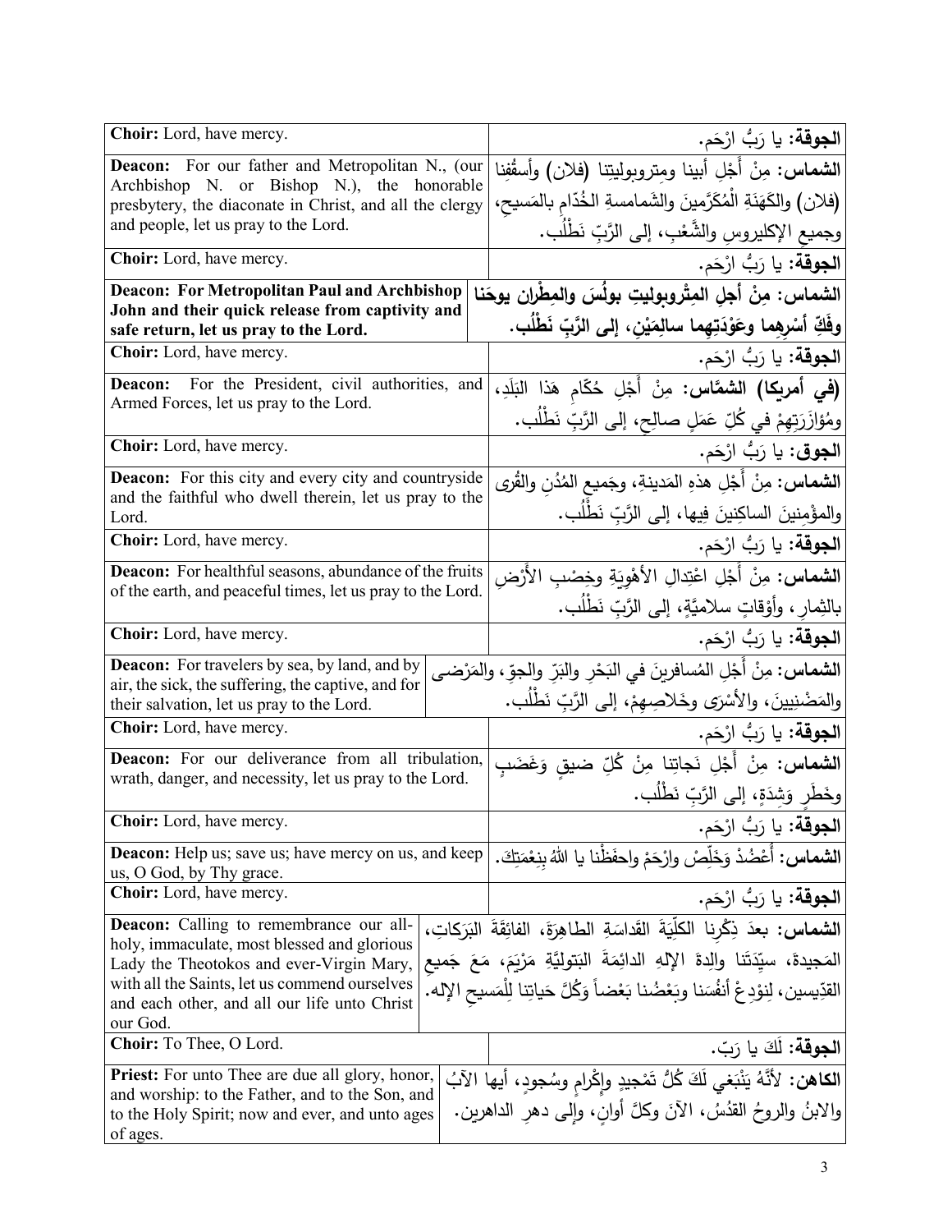| | |
|---|---|
| **Choir:** Lord, have mercy. | **الجوقة:** يا رَبُّ ارْحَم. |
| **Deacon:** For our father and Metropolitan N., (our Archbishop N. or Bishop N.), the honorable presbytery, the diaconate in Christ, and all the clergy and people, let us pray to the Lord. | **الشماس:** مِنْ أَجْلِ أبينا ومِتروبوليتِنا (فلان) وأسقُفِنا (فلان) والكَهَنَةِ الْمُكَرَّمينَ والشَمامسةِ الخُدّامِ بالمَسيحِ، وجميعِ الإكليروسِ والشَّعْبِ، إلى الرَّبِّ نَطْلُب. |
| **Choir:** Lord, have mercy. | **الجوقة:** يا رَبُّ ارْحَم. |
| **Deacon: For Metropolitan Paul and Archbishop John and their quick release from captivity and safe return, let us pray to the Lord.** | **الشماس: مِنْ أجلِ المِتْروبوليتِ بولُسَ والمِطْرانِ يوحَنا وفَكِّ أسْرِهِما وعَوْدَتِهِما سالِمَيْنِ، إلى الرَّبِّ نَطْلُب.** |
| **Choir:** Lord, have mercy. | **الجوقة:** يا رَبُّ ارْحَم. |
| **Deacon:** For the President, civil authorities, and Armed Forces, let us pray to the Lord. | **(في أمريكا) الشمَّاس:** مِنْ أَجْلِ حُكّامِ هَذا البَلَدِ، ومُؤازَرَتِهِمْ في كُلِّ عَمَلٍ صالِحٍ، إلى الرَّبِّ نَطْلُب. |
| **Choir:** Lord, have mercy. | **الجوق:** يا رَبُّ ارْحَم. |
| **Deacon:** For this city and every city and countryside and the faithful who dwell therein, let us pray to the Lord. | **الشماس:** مِنْ أَجْلِ هذهِ المَدينةِ، وجَميعِ المُدُنِ والقُرى والمؤْمِنينَ الساكِنينَ فِيها، إلى الرَّبِّ نَطْلُب. |
| **Choir:** Lord, have mercy. | **الجوقة:** يا رَبُّ ارْحَم. |
| **Deacon:** For healthful seasons, abundance of the fruits of the earth, and peaceful times, let us pray to the Lord. | **الشماس:** مِنْ أَجْلِ اعْتِدالِ الأَهْوِيَةِ وخِصْبِ الأَرْضِ بالثِمارِ، وأَوْقاتٍ سلاميَّةٍ، إلى الرَّبِّ نَطْلُب. |
| **Choir:** Lord, have mercy. | **الجوقة:** يا رَبُّ ارْحَم. |
| **Deacon:** For travelers by sea, by land, and by air, the sick, the suffering, the captive, and for their salvation, let us pray to the Lord. | **الشماس:** مِنْ أَجْلِ المُسافرينَ في البَحْرِ والبَرِّ والجوِّ، والمَرْضى والمَضْنِيينَ، والأَسْرَى وخَلاصِهِمْ، إلى الرَّبِّ نَطْلُب. |
| **Choir:** Lord, have mercy. | **الجوقة:** يا رَبُّ ارْحَم. |
| **Deacon:** For our deliverance from all tribulation, wrath, danger, and necessity, let us pray to the Lord. | **الشماس:** مِنْ أَجْلِ نَجاتِنا مِنْ كُلِّ ضيقٍ وَغَضَبٍ وخَطَرٍ وَشِدَةٍ، إلى الرَّبِّ نَطْلُب. |
| **Choir:** Lord, have mercy. | **الجوقة:** يا رَبُّ ارْحَم. |
| **Deacon:** Help us; save us; have mercy on us, and keep us, O God, by Thy grace. | **الشماس:** أَعْضُدْ وَخَلِّصْ وارْحَمْ واحفَظْنا يا اللهُ بِنِعْمَتِكَ. |
| **Choir:** Lord, have mercy. | **الجوقة:** يا رَبُّ ارْحَم. |
| **Deacon:** Calling to remembrance our all-holy, immaculate, most blessed and glorious Lady the Theotokos and ever-Virgin Mary, with all the Saints, let us commend ourselves and each other, and all our life unto Christ our God. | **الشماس:** بعدَ ذِكْرِنا الكلِّيَةَ القَداسَةِ الطاهِرَةَ، الفائِقَةَ البَرَكاتِ، المَجيدةَ، سيِّدَتَنا والِدةَ الإلهِ الدائِمَةَ البَتوليَّةِ مَرْيَمَ، مَعَ جَميعِ القدّيسين، لِنوْدِعْ أنفُسَنا وبَعْضُنا بَعْضاً وَكُلَّ حَياتِنا لِلْمَسيحِ الإله. |
| **Choir:** To Thee, O Lord. | **الجوقة:** لَكَ يا رَبّ. |
| **Priest:** For unto Thee are due all glory, honor, and worship: to the Father, and to the Son, and to the Holy Spirit; now and ever, and unto ages of ages. | **الكاهن:** لأَنَّهُ يَنْبَغي لَكَ كُلُّ تَمْجيدٍ وإِكْرامٍ وسُجودٍ، أيها الآبُ والابنُ والروحُ القدُسُ، الآنَ وكلَّ أوانٍ، وإلى دهرِ الداهرين. |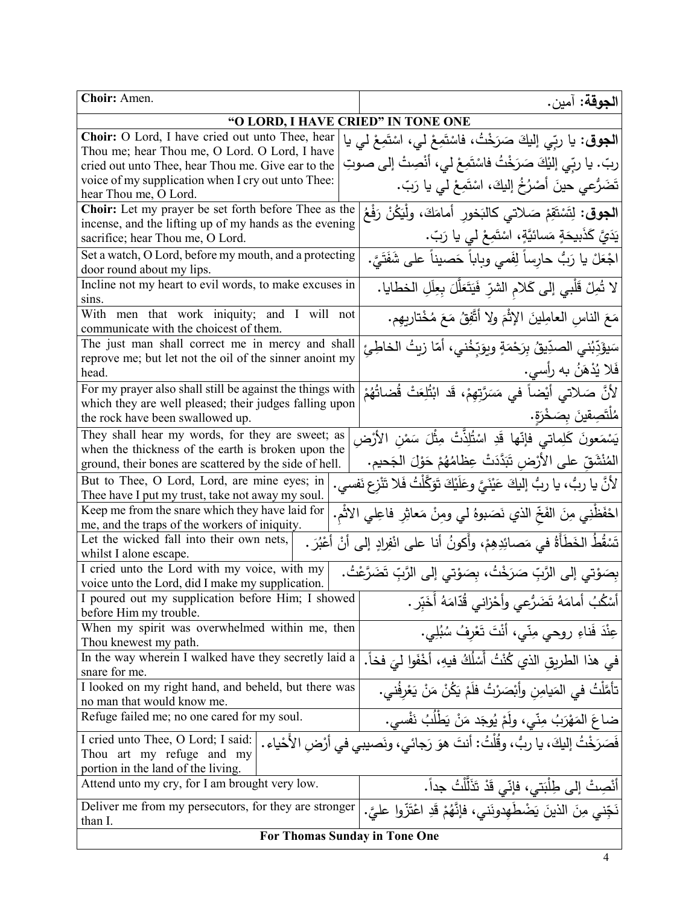| | |
|---|---|
| **Choir:** Amen. | **الجوقة:** آمين. |
| **"O LORD, I HAVE CRIED" IN TONE ONE** | |
| **Choir:** O Lord, I have cried out unto Thee, hear Thou me; hear Thou me, O Lord. O Lord, I have cried out unto Thee, hear Thou me. Give ear to the voice of my supplication when I cry out unto Thee: hear Thou me, O Lord. | **الجوق:** يا ربّي إليكَ صَرَخْتُ، فاسْتَمِعْ لي، اسْتَمِعْ لي يا ربّ. يا ربّي إليْكَ صَرَخْتُ فاسْتَمِعْ لي، أنْصِتْ إلى صوتِ تَضَرُّعي حينَ أَصْرُخُ إليكَ، اسْتَمِعْ لي يا رَبّ. |
| **Choir:** Let my prayer be set forth before Thee as the incense, and the lifting up of my hands as the evening sacrifice; hear Thou me, O Lord. | **الجوق:** لِتَسْتَقِمْ صَلاتي كالبَخورِ أمامَكَ، ولْيَكُنْ رَفْعُ يَدَيَّ كَذَبيحَةٍ مَسائيَّةٍ، اسْتَمِعْ لي يا رَبّ. |
| Set a watch, O Lord, before my mouth, and a protecting door round about my lips. | اجْعَلْ يا رَبُّ حارِساً لِفَمي وباباً حَصيناً على شَفَتَيَّ. |
| Incline not my heart to evil words, to make excuses in sins. | لا تُمِلْ قَلْبي إلى كَلامِ الشرّ فَيَتَعَلَّلَ بِعِلَلِ الخطايا. |
| With men that work iniquity; and I will not communicate with the choicest of them. | مَعَ الناسِ العامِلينَ الإثْمَ ولا أَتَّفِقُ مَعَ مُخْتاريهِم. |
| The just man shall correct me in mercy and shall reprove me; but let not the oil of the sinner anoint my head. | سَيُؤَدِّبُني الصدّيقُ بِرَحْمَةٍ ويوَبِّخُني، أمّا زيتُ الخاطِئِ فَلا يُدْهَنُ به رأسي. |
| For my prayer also shall still be against the things with which they are well pleased; their judges falling upon the rock have been swallowed up. | لأنَّ صَلاتي أيْضاً في مَسَرَّتِهِمْ، قَدِ ابْتُلِعَتْ قُضاتُهُمْ مُلْتَصِقينَ بِصَخْرَة. |
| They shall hear my words, for they are sweet; as when the thickness of the earth is broken upon the ground, their bones are scattered by the side of hell. | يَسْمَعونَ كَلِماتي فإنّها قَدِ اسْتُلِذَّتْ مِثْلَ سَمْنِ الأرْضِ المُنْشَقّ على الأَرْضِ تَبَدَّدَتْ عِظامُهُمْ حَوْلَ الجَحيم. |
| But to Thee, O Lord, Lord, are mine eyes; in Thee have I put my trust, take not away my soul. | لأنَّ يا ربُّ، يا ربُّ إليكَ عَيْنَيَّ وعَلَيْكَ تَوَكَّلْتُ فَلا تَنْزِع نَفسي. |
| Keep me from the snare which they have laid for me, and the traps of the workers of iniquity. | احْفَظْني مِنَ الفَخِّ الذي نَصَبوهُ لي ومِنْ مَعاثِرِ فاعِلي الاثْم. |
| Let the wicked fall into their own nets, whilst I alone escape. | تَسْقُطُ الخَطَأَةُ في مَصائِدِهِمْ، وأَكونُ أنا على انْفِرادٍ إلى أنْ أَعْبُرَ. |
| I cried unto the Lord with my voice, with my voice unto the Lord, did I make my supplication. | بِصَوْتي إلى الرَّبِّ صَرَخْتُ، بِصَوْتي إلى الرَّبِّ تَضَرَّعْتُ. |
| I poured out my supplication before Him; I showed before Him my trouble. | أَسْكُبُ أمامَهُ تَضَرُّعي وأَحْزاني قُدّامَهُ أُخَبِّر. |
| When my spirit was overwhelmed within me, then Thou knewest my path. | عِنْدَ فَناءِ روحي مِنّي، أَنْتَ تَعْرِفُ سُبُلِي. |
| In the way wherein I walked have they secretly laid a snare for me. | في هذا الطريقِ الذي كُنْتُ أَسْلُكُ فيهِ، أَخْفَوا ليَ فخاً. |
| I looked on my right hand, and beheld, but there was no man that would know me. | تأمَّلْتُ في المَيامِنِ وأَبْصَرْتُ فلَمْ يَكُنْ مَنْ يَعْرِفُني. |
| Refuge failed me; no one cared for my soul. | ضاعَ المَهْرَبُ مِنّي، ولَمْ يُوجَد مَنْ يَطْلُبُ نَفْسي. |
| I cried unto Thee, O Lord; I said: Thou art my refuge and my portion in the land of the living. | فَصَرَخْتُ إليكَ، يا ربُّ، وقُلْتُ: أنتَ هوَ رَجائي، ونَصيبي في أَرْضِ الأَحْياء. |
| Attend unto my cry, for I am brought very low. | أَنْصِتْ إلى طِلْبَتي، فإنّي قَدْ تَذَلَّلْتُ جداً. |
| Deliver me from my persecutors, for they are stronger than I. | نَجِّني مِنَ الذينَ يَضْطَهِدونَني، فإنَّهُمْ قَدِ اعْتَزّوا عليَّ. |
| **For Thomas Sunday in Tone One** | |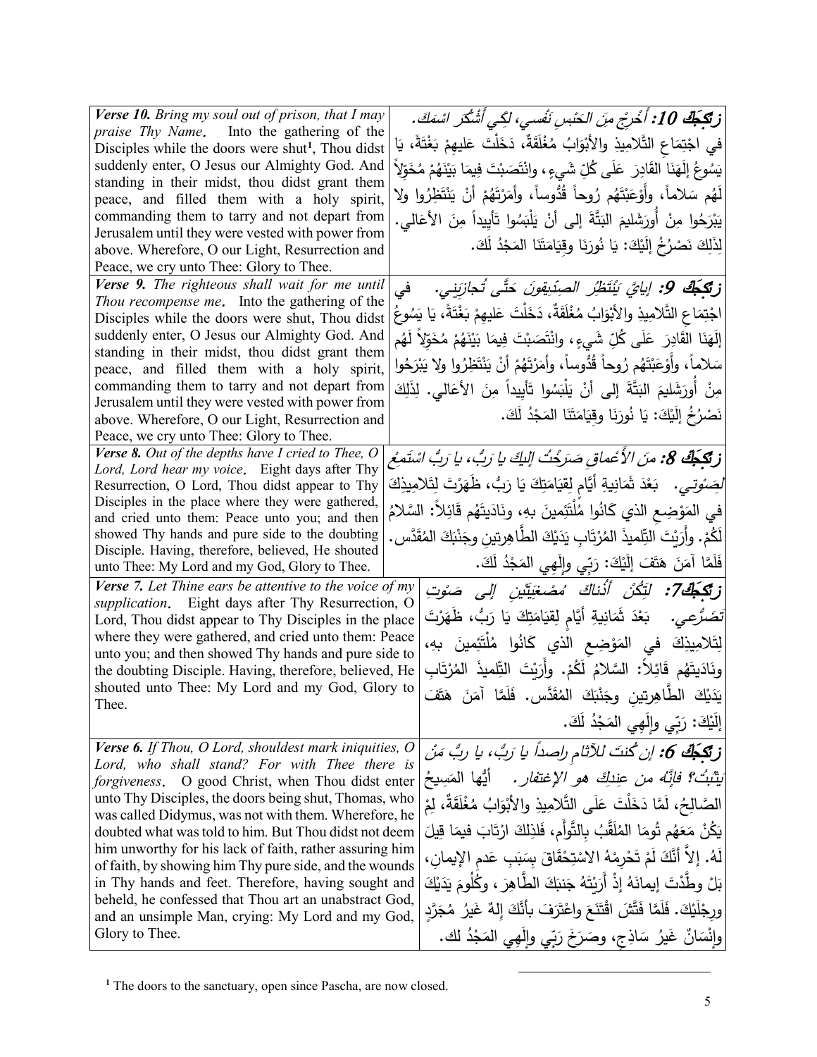| | |
|---|---|
| ***Verse 10.*** *Bring my soul out of prison, that I may praise Thy Name.* Into the gathering of the Disciples while the doors were shut[1], Thou didst suddenly enter, O Jesus our Almighty God. And standing in their midst, thou didst grant them peace, and filled them with a holy spirit, commanding them to tarry and not depart from Jerusalem until they were vested with power from above. Wherefore, O our Light, Resurrection and Peace, we cry unto Thee: Glory to Thee. | *** زيكجك 10:*** *أَخْرِجْ مِنَ الحَبْسِ نَفْسي، لِكَي أَشْكُرَ اسْمَكَ.* في اجْتِمَاعِ التَّلامِيذِ والأَبْوَابُ مُغْلَقَةٌ، دَخَلْتَ عَليهِمْ بَغْتَةً، يَا يَسُوعُ إِلَهَنَا القَادِرَ عَلَى كُلِّ شَيءٍ، وانْتَصَبْتَ فِيمَا بَيْنَهُمْ مُخَوِّلاً لَهُم سَلاماً، وأَوْعَبْتَهُم رُوحاً قُدُوساً، وأَمَرْتَهُمْ أَنْ يَنْتَظِرُوا ولا يَبْرَحُوا مِنْ أُورَشَليمَ البَتَّةَ إلى أنْ يَلْبَسُوا تَأْييداً مِنَ الأَعَالي. لِذَلِكَ نَصْرُخُ إِلَيْكَ: يَا نُورَنَا وقِيَامَتَنَا المَجْدُ لَكَ. |
| ***Verse 9.*** *The righteous shall wait for me until Thou recompense me.* Into the gathering of the Disciples while the doors were shut, Thou didst suddenly enter, O Jesus our Almighty God. And standing in their midst, thou didst grant them peace, and filled them with a holy spirit, commanding them to tarry and not depart from Jerusalem until they were vested with power from above. Wherefore, O our Light, Resurrection and Peace, we cry unto Thee: Glory to Thee. | ***زيكجك 9:*** *إيايَّ يَنْتَظِرُ الصدِّيقونَ حَتَّى تُجازيَني.* في اجْتِمَاعِ التَّلامِيذِ والأَبْوَابُ مُغْلَقَةٌ، دَخَلْتَ عَليهِمْ بَغْتَةً، يَا يَسُوعُ إِلَهَنَا القَادِرَ عَلَى كُلِّ شَيءٍ، وانْتَصَبْتَ فِيمَا بَيْنَهُمْ مُخَوِّلاً لَهُم سَلاماً، وأَوْعَبْتَهُم رُوحاً قُدُوساً، وأَمَرْتَهُمْ أَنْ يَنْتَظِرُوا ولا يَبْرَحُوا مِنْ أُورَشَليمَ البَتَّةَ إلى أنْ يَلْبَسُوا تَأْييداً مِنَ الأَعَالي. لِذَلِكَ نَصْرُخُ إِلَيْكَ: يَا نُورَنَا وقِيَامَتَنَا المَجْدُ لَكَ. |
| ***Verse 8.*** *Out of the depths have I cried to Thee, O Lord, Lord hear my voice.* Eight days after Thy Resurrection, O Lord, Thou didst appear to Thy Disciples in the place where they were gathered, and cried unto them: Peace unto you; and then showed Thy hands and pure side to the doubting Disciple. Having, therefore, believed, He shouted unto Thee: My Lord and my God, Glory to Thee. | ***زيكجك 8:*** *مِنَ الأَعْماقِ صَرَخْتُ إليكَ يا رَبُّ، يا رَبُّ اسْتَمِعْ لِصَوْتي.* بَعْدَ ثَمَانِيةِ أَيَّامٍ لِقِيَامَتِكَ يَا رَبُّ، ظَهَرْتَ لِتَلامِيذِكَ في المَوْضِعِ الذي كَانُوا مُلْتَئِمينَ بِهِ، ونَادَيتَهُم قَائِلاً: السَّلامُ لَكُمْ. وأَرَيْتَ التِّلميذَ المُرْتَابَ يَدَيْكَ الطَّاهِرتينِ وجَنْبَكَ المُقَدَّس. فَلَمَّا آمَنَ هَتَفَ إِلَيْكَ: رَبِّي وإِلَهِي المَجْدُ لَكَ. |
| ***Verse 7.*** *Let Thine ears be attentive to the voice of my supplication.* Eight days after Thy Resurrection, O Lord, Thou didst appear to Thy Disciples in the place where they were gathered, and cried unto them: Peace unto you; and then showed Thy hands and pure side to the doubting Disciple. Having, therefore, believed, He shouted unto Thee: My Lord and my God, Glory to Thee. | ***زيكجك 7:*** *لِتَكُنْ أُذُناكَ مُصْغِيَتَيْنِ إلى صَوْتِ تَضَرُّعي.* بَعْدَ ثَمَانِيةِ أَيَّامٍ لِقِيَامَتِكَ يَا رَبُّ، ظَهَرْتَ لِتَلامِيذِكَ في المَوْضِعِ الذي كَانُوا مُلْتَئِمينَ بِهِ، ونَادَيتَهُم قَائِلاً: السَّلامُ لَكُمْ. وأَرَيْتَ التِّلميذَ المُرْتَابَ يَدَيْكَ الطَّاهِرتينِ وجَنْبَكَ المُقَدَّس. فَلَمَّا آمَنَ هَتَفَ إِلَيْكَ: رَبِّي وإِلَهِي المَجْدُ لَكَ. |
| ***Verse 6.*** *If Thou, O Lord, shouldest mark iniquities, O Lord, who shall stand? For with Thee there is forgiveness.* O good Christ, when Thou didst enter unto Thy Disciples, the doors being shut, Thomas, who was called Didymus, was not with them. Wherefore, he doubted what was told to him. But Thou didst not deem him unworthy for his lack of faith, rather assuring him of faith, by showing him Thy pure side, and the wounds in Thy hands and feet. Therefore, having sought and beheld, he confessed that Thou art an unabstract God, and an unsimple Man, crying: My Lord and my God, Glory to Thee. | ***زيكجك 6:*** *إن كُنتَ للآثامِ راصداً يا رَبُّ، يا ربُّ مَنْ يَثْبُتُ؟ فإنَّهُ من عِندِكَ هو الإغتفار.* أَيُّها المَسِيحُ الصَّالِحُ، لَمَّا دَخَلْتَ عَلَى التَّلامِيذِ والأَبْوَابُ مُغْلَقَةٌ، لَمْ يَكُنْ مَعَهُم تُومَا المُلَقَّبُ بِالتَّوأَمِ، فَلِذلِكَ ارْتَابَ فيمَا قِيلَ لَهُ. إلاَّ أَنَّكَ لَمْ تَحْرِمْهُ الاسْتِحْقَاقَ بِسَبَبِ عَدمِ الإيمانِ، بَلْ وطَّدْتَ إيمانَهُ إذْ أَرَيْتَهُ جَنبَكَ الطَّاهِرَ، وكُلُومَ يَدَيْكَ ورِجْلَيْكَ. فَلَمَّا فَتَّشَ اقْتَنَعَ واعْتَرَفَ بأَنَّكَ إِلهٌ غَيرُ مُجَرَّدٍ وإِنْسَانٌ غَيرُ سَاذِجٍ، وصَرَخَ رَبِّي وإِلَهِي المَجْدُ لك. |

[1] The doors to the sanctuary, open since Pascha, are now closed.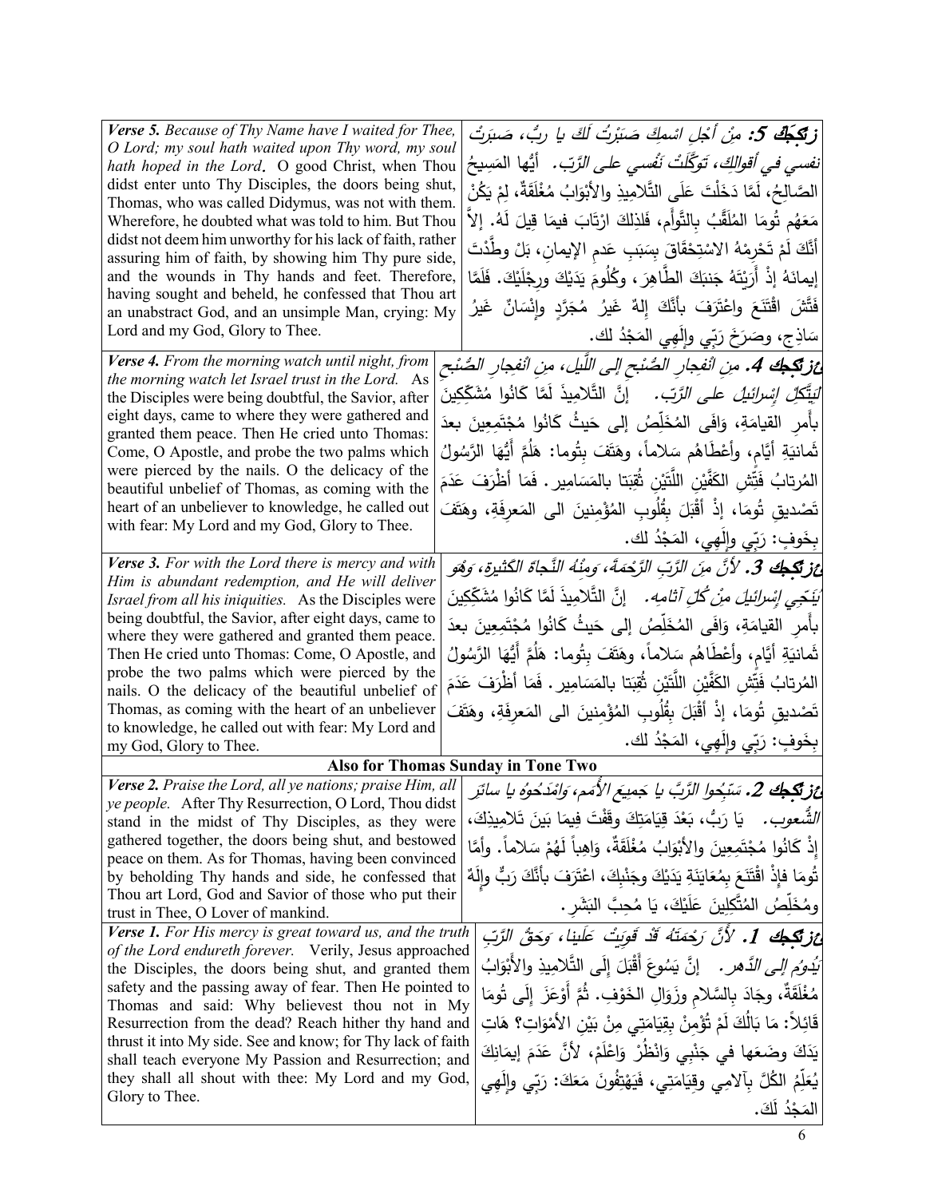| | |
|---|---|
| ***Verse 5.** Because of Thy Name have I waited for Thee, O Lord; my soul hath waited upon Thy word, my soul hath hoped in the Lord.* O good Christ, when Thou didst enter unto Thy Disciples, the doors being shut, Thomas, who was called Didymus, was not with them. Wherefore, he doubted what was told to him. But Thou didst not deem him unworthy for his lack of faith, rather assuring him of faith, by showing him Thy pure side, and the wounds in Thy hands and feet. Therefore, having sought and beheld, he confessed that Thou art an unabstract God, and an unsimple Man, crying: My Lord and my God, Glory to Thee. | ***ﺯﺘﮕﺠﻚ 5:** مِنْ أَجْلِ اسْمِكَ صَبَرْتُ لَكَ يا ربُّ، صَبَرتْ نفسي في أقوالِكَ، تَوكَّلَتْ نَفْسي على الرَّبّ.* أيُّها المَسِيحُ الصَّالِحُ، لَمَّا دَخَلْتَ عَلَى التَّلامِيذِ والأَبْوَابُ مُغْلَقَةٌ، لِمْ يَكُنْ مَعَهُم تُوما المُلَقَّبُ بِالتَّوأَمِ، فَلِذلِكَ ارْتَابَ فيمَا قِيلَ لَهُ. إلاَّ أنَّكَ لَمْ تَحْرِمْهُ الاسْتِحْقَاقَ بِسَبَبِ عَدمِ الإيمانِ، بَلْ وطَّدْتَ إيمانَهُ إذْ أَرَيْتَهُ جَنبَكَ الطَّاهِرَ، وكُلُومَ يَدَيْكَ ورِجْلَيْكَ. فَلَمَّا فَتَّشَ اقْتَنَعَ واعْتَرَفَ بأنَّكَ إلهٌ غَيرُ مُجَرَّدٍ وإنْسَانٌ غَيرُ سَاذِجٍ، وصَرَخَ رَبِّي وإلَهِي المَجْدُ لك. |
| ***Verse 4.** From the morning watch until night, from the morning watch let Israel trust in the Lord.* As the Disciples were being doubtful, the Savior, after eight days, came to where they were gathered and granted them peace. Then He cried unto Thomas: Come, O Apostle, and probe the two palms which were pierced by the nails. O the delicacy of the beautiful unbelief of Thomas, as coming with the heart of an unbeliever to knowledge, he called out with fear: My Lord and my God, Glory to Thee. | ***ﺯﺘﮕﺠﻚ 4.** مِن انْفِجارِ الصُّبحِ إلى اللَّيل، مِن انْفِجارِ الصُّبْحِ لِيَتَّكِلْ إسْرائيلُ على الرَّبّ.* إنَّ التَّلاميذَ لَمَّا كانُوا مُشَكِّكِينَ بأمرِ القيامَةِ، وَافَى المُخَلِّصُ إلى حَيثُ كانُوا مُجْتَمِعينَ بعدَ ثَمانيَةِ أيَّامٍ، وأعْطَاهُم سَلاماً، وهَتَفَ بِتُوما: هَلُمَّ أيُّهَا الرَّسُولُ المُرتابُ فَتِّشِ الكَفَّيْنِ اللَّتَيْنِ ثُقِبَتا بالمَسَامِير. فَمَا أظْرَفَ عَدَمَ تَصْديقِ تُومَا، إذْ أَقْبَلَ بِقُلُوبِ المُؤْمِنينَ الى المَعرِفَةِ، وهَتَفَ بِخَوفٍ: رَبِّي وإلَهِي، المَجْدُ لك. |
| ***Verse 3.** For with the Lord there is mercy and with Him is abundant redemption, and He will deliver Israel from all his iniquities.* As the Disciples were being doubtful, the Savior, after eight days, came to where they were gathered and granted them peace. Then He cried unto Thomas: Come, O Apostle, and probe the two palms which were pierced by the nails. O the delicacy of the beautiful unbelief of Thomas, as coming with the heart of an unbeliever to knowledge, he called out with fear: My Lord and my God, Glory to Thee. | ***ﺯﺘﮕﺠﻚ 3.** لأنَّ مِنَ الرَّبِّ الرَّحْمَةَ، وَمِنْهُ النَّجاةَ الكَثيرة، وَهُوَ يُنَجّي إسْرائيلَ مِنْ كُلِّ آثامِه.* إنَّ التَّلاميذَ لَمَّا كَانُوا مُشَكِّكِينَ بأمرِ القيامَةِ، وَافَى المُخَلِّصُ إلى حَيثُ كَانُوا مُجْتَمِعينَ بعدَ ثَمانيَةِ أيَّامٍ، وأعْطَاهُم سَلاماً، وهَتَفَ بِتُوما: هَلُمَّ أيُّهَا الرَّسُولُ المُرتابُ فَتِّشِ الكَفَّيْنِ اللَّتَيْنِ ثُقِبَتا بالمَسَامِير. فَمَا أظْرَفَ عَدَمَ تَصْديقِ تُومَا، إذْ أَقْبَلَ بِقُلُوبِ المُؤْمِنينَ الى المَعرِفَةِ، وهَتَفَ بِخَوفٍ: رَبِّي وإلَهِي، المَجْدُ لك. |

**Also for Thomas Sunday in Tone Two**

| | |
|---|---|
| ***Verse 2.** Praise the Lord, all ye nations; praise Him, all ye people.* After Thy Resurrection, O Lord, Thou didst stand in the midst of Thy Disciples, as they were gathered together, the doors being shut, and bestowed peace on them. As for Thomas, having been convinced by beholding Thy hands and side, he confessed that Thou art Lord, God and Savior of those who put their trust in Thee, O Lover of mankind. | ***ﺯﺘﮕﺠﻚ 2.** سَبِّحُوا الرَّبَّ يا جَميعَ الأُمَمِ، وَامْدَحُوهُ يا سائِرَ الشُّعوب.* يَا رَبُّ، بَعْدَ قِيَامَتِكَ وقَفْتَ فِيمَا بَينَ تَلامِيذِكَ، إذْ كَانُوا مُجْتَمِعِينَ والأبْوَابُ مُغْلَقَةٌ، وَاهِباً لَهُمْ سَلاماً. وأمَّا تُومَا فإذْ اقْتَنَعَ بِمُعَايَنَةِ يَدَيْكَ وجَنْبِكَ، اعْتَرَفَ بأنَّكَ رَبٌّ وإلهٌ ومُخَلِّصُ المُتَّكِلِينَ عَلَيْكَ، يَا مُحِبَّ البَشَر. |
| ***Verse 1.** For His mercy is great toward us, and the truth of the Lord endureth forever.* Verily, Jesus approached the Disciples, the doors being shut, and granted them safety and the passing away of fear. Then He pointed to Thomas and said: Why believest thou not in My Resurrection from the dead? Reach hither thy hand and thrust it into My side. See and know; for Thy lack of faith shall teach everyone My Passion and Resurrection; and they shall all shout with thee: My Lord and my God, Glory to Thee. | ***ﺯﺘﮕﺠﻚ 1.** لأنَّ رَحْمَتَهُ قَدْ قَوِيَتْ عَلَينا، وَحَقُّ الرَّبِّ يَدُومُ إلى الدَّهر.* إنَّ يَسُوعَ أَقْبَلَ إلَى التَّلاميذِ والأَبْوابُ مُغْلَقَةٌ، وجَادَ بالسَّلامِ وزَوَالِ الخَوْفِ. ثُمَّ أَوْعَزَ إلَى تُومَا قَائِلاً: مَا بَالُكَ لَمْ تُؤْمِنْ بِقِيَامَتِي مِنْ بَيْنِ الأمْوَاتِ؟ هَاتِ يَدَكَ وضَعَها في جَنْبِي وَانْظُرْ وَاعْلَمْ، لأنَّ عَدَمَ إيمَانِكَ يُعَلِّمُ الكُلَّ بِآلامِي وقِيَامَتِي، فَيَهْتِفُونَ مَعَكَ: رَبِّي وإلَهِي المَجْدُ لَكَ. |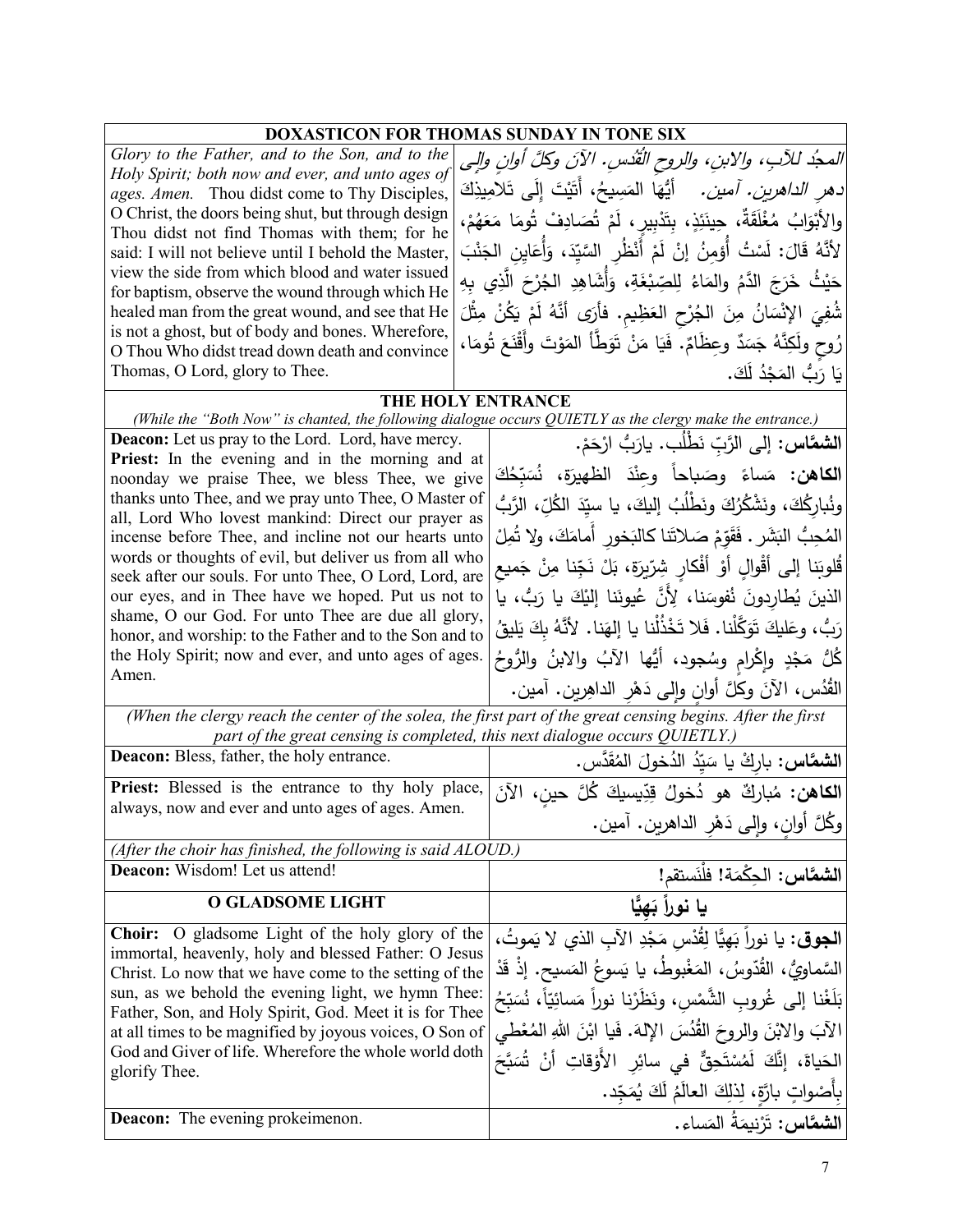| DOXASTICON FOR THOMAS SUNDAY IN TONE SIX | |
|---|---|
| *Glory to the Father, and to the Son, and to the Holy Spirit; both now and ever, and unto ages of ages. Amen.* Thou didst come to Thy Disciples, O Christ, the doors being shut, but through design Thou didst not find Thomas with them; for he said: I will not believe until I behold the Master, view the side from which blood and water issued for baptism, observe the wound through which He healed man from the great wound, and see that He is not a ghost, but of body and bones. Wherefore, O Thou Who didst tread down death and convince Thomas, O Lord, glory to Thee. | *المجدُ للآبِ، والابنِ، والروحِ القُدُس. الآنَ وكلَّ أوانٍ وإلى دهرِ الداهرين. آمين.* أيُّها المَسيحُ، أَتَيْتَ إِلَى تَلاميذِكَ والأَبْوَابُ مُغْلَقَةٌ، حِينَئِذٍ، بِتَدْبِيرٍ، لَمْ تُصَادِفْ تُومَا مَعَهُمْ، لأَنَّهُ قَالَ: لَسْتُ أُؤمِنُ إِنْ لَمْ أَنْظُرِ السَّيِّدَ، وَأُعَايِنِ الجَنْبَ حَيْثُ خَرَجَ الدَّمُ والمَاءُ لِلصِّبْغَةِ، وَأُشَاهِدِ الجُرْحَ الَّذِي بِهِ شُفِيَ الإِنْسَانُ مِنَ الجُرْحِ العَظِيمِ. فأَرَى أَنَّهُ لَمْ يَكُنْ مِثْلَ رُوحٍ ولَكِنَّهُ جَسَدٌ وعِظَامٌ. فَيَا مَنْ تَوَطَّأَ المَوْتَ وأَقْنَعَ تُومَا، يَا رَبُّ المَجْدُ لَكَ. |

### THE HOLY ENTRANCE

*(While the "Both Now" is chanted, the following dialogue occurs QUIETLY as the clergy make the entrance.)*

| | |
|---|---|
| **Deacon:** Let us pray to the Lord. Lord, have mercy.<br>**Priest:** In the evening and in the morning and at noonday we praise Thee, we bless Thee, we give thanks unto Thee, and we pray unto Thee, O Master of all, Lord Who lovest mankind: Direct our prayer as incense before Thee, and incline not our hearts unto words or thoughts of evil, but deliver us from all who seek after our souls. For unto Thee, O Lord, Lord, are our eyes, and in Thee have we hoped. Put us not to shame, O our God. For unto Thee are due all glory, honor, and worship: to the Father and to the Son and to the Holy Spirit; now and ever, and unto ages of ages. Amen. | **الشمَّاس:** إلى الرَّبِّ نَطْلُب. يارَبُّ ارْحَمْ.<br>**الكاهن:** مَساءً وصَباحاً وعِنْدَ الظهيرَة، نُسَبِّحُكَ ونُبارِكُكَ، ونَشْكُرُكَ ونَطْلُبُ إليكَ، يا سيِّدَ الكُلِّ، الرَّبُّ المُحِبُّ البَشَر. فَقَوِّمْ صَلاتَنا كالبَخورِ أَمامَكَ، ولا تُمِلْ قُلوبَنا إلى أَقْوالٍ أوْ أَفْكارٍ شِرّيرَة، بَلْ نَجِّنا مِنْ جَميعِ الذينَ يُطارِدونَ نُفوسَنا، لِأَنَّ عُيونَنا إليْكَ يا رَبُّ، يا رَبُّ، وعَليكَ تَوَكَّلْنا. فَلا تَخْذُلْنا يا إلهَنا. لأنَّهُ بِكَ يَليقُ كُلُّ مَجْدٍ وإكْرامٍ وسُجود، أيُّها الآبُ والابنُ والرُّوحُ القُدُس، الآنَ وكلَّ أوانٍ وإلى دَهْرِ الداهِرين. آمين. |

*(When the clergy reach the center of the solea, the first part of the great censing begins. After the first part of the great censing is completed, this next dialogue occurs QUIETLY.)*

| | |
|---|---|
| **Deacon:** Bless, father, the holy entrance. | **الشمَّاس:** بارِكْ يا سَيِّدُ الدُخولَ المُقَدَّس. |
| **Priest:** Blessed is the entrance to thy holy place, always, now and ever and unto ages of ages. Amen. | **الكاهن:** مُبارَكٌ هو دُخولُ قِدِّيسيكَ كُلَّ حينٍ، الآنَ وكُلَّ أوانٍ، وإلى دَهْرِ الداهرين. آمين. |

*(After the choir has finished, the following is said ALOUD.)*

| | |
|---|---|
| **Deacon:** Wisdom! Let us attend! | **الشمَّاس:** الحِكْمَة! فلْنَستقم! |

| O GLADSOME LIGHT | يا نوراً بَهيًّا |
|---|---|
| **Choir:** O gladsome Light of the holy glory of the immortal, heavenly, holy and blessed Father: O Jesus Christ. Lo now that we have come to the setting of the sun, as we behold the evening light, we hymn Thee: Father, Son, and Holy Spirit, God. Meet it is for Thee at all times to be magnified by joyous voices, O Son of God and Giver of life. Wherefore the whole world doth glorify Thee. | **الجوق:** يا نوراً بَهيًّا لِقُدْسِ مَجْدِ الآبِ الذي لا يَموتُ، السَّماويُّ، القُدّوسُ، المَغْبوطُ، يا يَسوعُ المَسيح. إذْ قَدْ بَلَغْنا إلى غُروبِ الشَّمْسِ، ونَظَرْنا نوراً مَسائيّاً، نُسَبِّحُ الآبَ والابْنَ والروحَ القُدُسَ الإلهَ. فَيا ابْنَ اللهِ المُعْطي الحَياةَ، إنَّكَ لَمُسْتَحِقٌّ في سائِرِ الأَوْقاتِ أنْ تُسَبَّحَ بِأَصْواتٍ بارَّةٍ، لِذلِكَ العالَمُ لَكَ يُمَجِّد. |
| **Deacon:** The evening prokeimenon. | **الشمَّاس:** تَرْنيمَةُ المَساء. |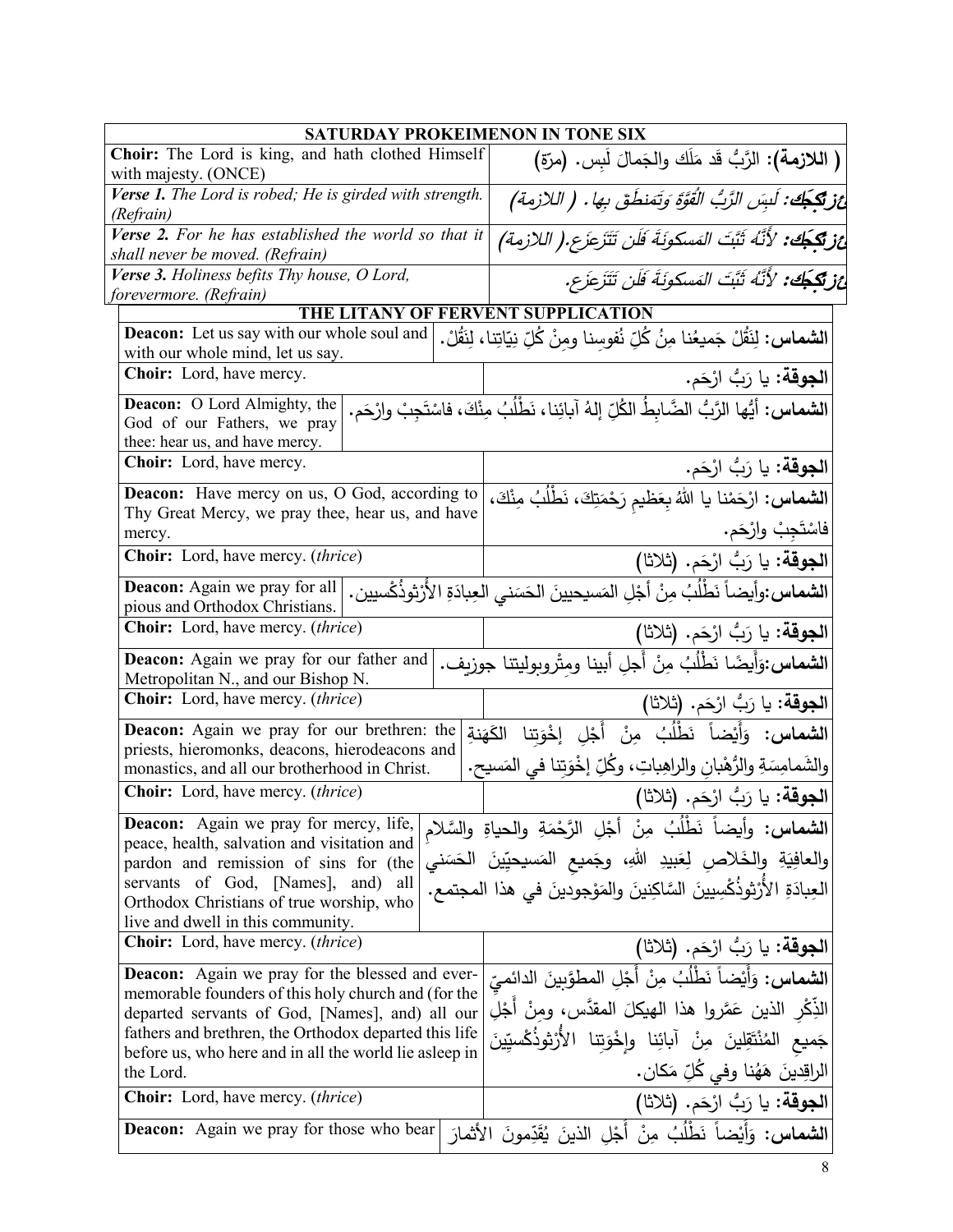| SATURDAY PROKEIMENON IN TONE SIX | |
| --- | --- |
| **Choir:** The Lord is king, and hath clothed Himself with majesty. (ONCE) | **( اللازمة):** الرَّبُّ قَد مَلَك والجَمالَ لَبِس. (مرّة) |
| ***Verse 1.*** *The Lord is robed; He is girded with strength. (Refrain)* | ***عزكجك:*** *لَبِسَ الرَّبُّ القُوَّةَ وَتَمنطَّقَ بِها . ( اللازمة)* |
| ***Verse 2.*** *For he has established the world so that it shall never be moved. (Refrain)* | ***عزكجك:*** *لأنَّهُ ثَبَّتَ المَسكونَةَ فَلَن تَتَزعزَع.( اللازمة)* |
| ***Verse 3.*** *Holiness befits Thy house, O Lord, forevermore. (Refrain)* | ***عزكجك:*** *لأنَّهُ ثَبَّتَ المَسكونَةَ فَلَن تَتَزعزَع.* |

| THE LITANY OF FERVENT SUPPLICATION | |
| --- | --- |
| **Deacon:** Let us say with our whole soul and with our whole mind, let us say. | **الشماس:** لِنَقُلْ جَميعُنا مِنُ كُلِّ نُفوسِنا ومِنْ كُلِّ نِيّاتِنا، لِنَقُلْ. |
| **Choir:** Lord, have mercy. | **الجوقة:** يا رَبُّ ارْحَم. |
| **Deacon:** O Lord Almighty, the God of our Fathers, we pray thee: hear us, and have mercy. | **الشماس:** أيُّها الرَّبُّ الضَّابِطُ الكُلِّ إلهُ آبائِنا، نَطْلُبُ مِنْكَ، فاسْتَجِبْ وارْحَم. |
| **Choir:** Lord, have mercy. | **الجوقة:** يا رَبُّ ارْحَم. |
| **Deacon:** Have mercy on us, O God, according to Thy Great Mercy, we pray thee, hear us, and have mercy. | **الشماس:** ارْحَمْنا يا اللهُ بِعَظيمِ رَحْمَتِكَ، نَطْلُبُ مِنْكَ، فاسْتَجِبْ وارْحَم. |
| **Choir:** Lord, have mercy. (*thrice*) | **الجوقة:** يا رَبُّ ارْحَم. (ثلاثا) |
| **Deacon:** Again we pray for all pious and Orthodox Christians. | **الشماس:**وأيضاً نَطْلُبُ مِنْ أجْلِ المَسيحيينَ الحَسَني العِبادَةِ الأُرْثوذُكْسيين. |
| **Choir:** Lord, have mercy. (*thrice*) | **الجوقة:** يا رَبُّ ارْحَم. (ثلاثا) |
| **Deacon:** Again we pray for our father and Metropolitan N., and our Bishop N. | **الشماس:**وَأَيضًا نَطْلُبُ مِنْ أَجلِ أبينا ومِتْروبوليتنا جوزيف. |
| **Choir:** Lord, have mercy. (*thrice*) | **الجوقة:** يا رَبُّ ارْحَم. (ثلاثا) |
| **Deacon:** Again we pray for our brethren: the priests, hieromonks, deacons, hierodeacons and monastics, and all our brotherhood in Christ. | **الشماس:** وَأَيْضاً نَطْلُبُ مِنْ أَجْلِ إخْوَتِنا الكَهَنةِ والشَمامِسَةِ والرُهْبانِ والراهِباتِ، وكُلِّ إخْوَتِنا في المَسيح. |
| **Choir:** Lord, have mercy. (*thrice*) | **الجوقة:** يا رَبُّ ارْحَم. (ثلاثا) |
| **Deacon:** Again we pray for mercy, life, peace, health, salvation and visitation and pardon and remission of sins for (the servants of God, [Names], and) all Orthodox Christians of true worship, who live and dwell in this community. | **الشماس:** وأيضاً نَطْلُبُ مِنْ أَجْلِ الرَّحْمَةِ والحياةِ والسَّلامِ والعافِيَةِ والخَلاصِ لِعَبيدِ اللهِ، وجَميعِ المَسيحيّينَ الحَسَني العِبادَةِ الأُرْثوذُكْسِيينَ السَّاكِنينَ والمَوْجودينَ في هذا المجتمع. |
| **Choir:** Lord, have mercy. (*thrice*) | **الجوقة:** يا رَبُّ ارْحَم. (ثلاثا) |
| **Deacon:** Again we pray for the blessed and ever-memorable founders of this holy church and (for the departed servants of God, [Names], and) all our fathers and brethren, the Orthodox departed this life before us, who here and in all the world lie asleep in the Lord. | **الشماس:** وَأَيْضاً نَطْلُبُ مِنْ أَجْلِ المطوَّبينَ الدائميّ الذِّكْرِ الذين عَمَّروا هذا الهيكلَ المقدَّس، ومِنْ أَجْلِ جَميعِ المُنْتَقِلينَ مِنْ آبائِنا وإخْوَتِنا الأُرْثوذُكْسيّينَ الراقِدينَ هَهُنا وفي كُلِّ مَكان. |
| **Choir:** Lord, have mercy. (*thrice*) | **الجوقة:** يا رَبُّ ارْحَم. (ثلاثا) |
| **Deacon:** Again we pray for those who bear | **الشماس:** وَأَيْضاً نَطْلُبُ مِنْ أَجْلِ الذينَ يُقَدِّمونَ الأثمارَ |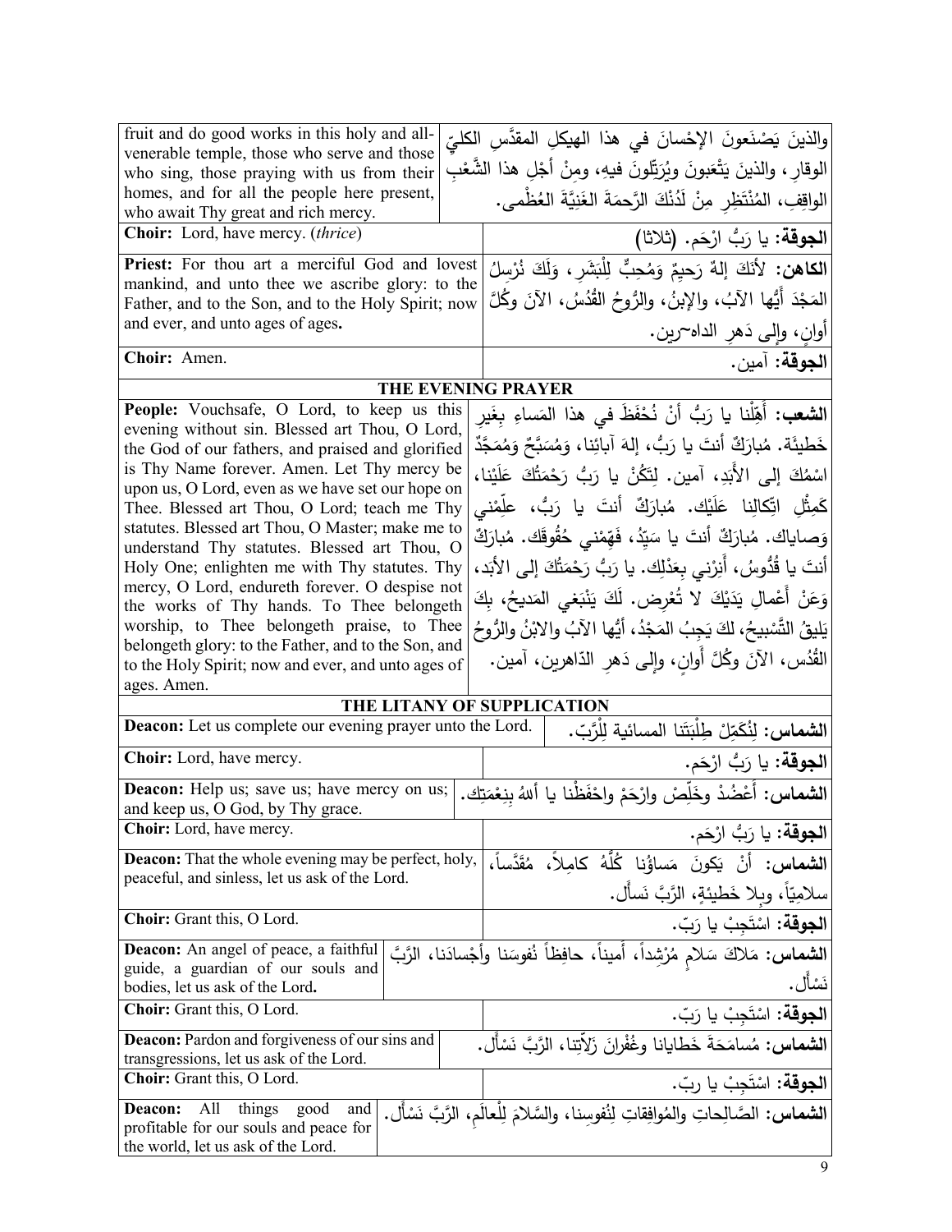| | |
|---|---|
| fruit and do good works in this holy and all-venerable temple, those who serve and those who sing, those praying with us from their homes, and for all the people here present, who await Thy great and rich mercy. | والذينَ يَصْنَعونَ الإحْسانَ في هذا الهيكلِ المقدَّسِ الكليّ الوقارِ، والذينَ يَتْعَبونَ ويُرَتِّلونَ فيهِ، ومِنْ أَجْلِ هذا الشَّعْبِ الواقِفِ، المُنْتَظِرِ مِنْ لَدُنْكَ الرَّحمَةَ الغَنِيَّةَ العُظْمى. |
| **Choir:** Lord, have mercy. (*thrice*) | **الجوقة:** يا رَبُّ ارْحَم. (ثلاثا) |
| **Priest:** For thou art a merciful God and lovest mankind, and unto thee we ascribe glory: to the Father, and to the Son, and to the Holy Spirit; now and ever, and unto ages of ages. | **الكاهن:** لأنَكَ إلهٌ رَحيمٌ وَمُحِبٌّ لِلْبَشَرِ، وَلَكَ نُرْسِلُ المَجْدَ أَيُّها الآبُ، والإبنُ، والرُّوحُ القُدُسُ، الآنَ وكُلَّ أوانٍ، وإلى دَهرِ الداهِرين. |
| **Choir:** Amen. | **الجوقة:** آمين. |

## THE EVENING PRAYER

| | |
|---|---|
| **People:** Vouchsafe, O Lord, to keep us this evening without sin. Blessed art Thou, O Lord, the God of our fathers, and praised and glorified is Thy Name forever. Amen. Let Thy mercy be upon us, O Lord, even as we have set our hope on Thee. Blessed art Thou, O Lord; teach me Thy statutes. Blessed art Thou, O Master; make me to understand Thy statutes. Blessed art Thou, O Holy One; enlighten me with Thy statutes. Thy mercy, O Lord, endureth forever. O despise not the works of Thy hands. To Thee belongeth worship, to Thee belongeth praise, to Thee belongeth glory: to the Father, and to the Son, and to the Holy Spirit; now and ever, and unto ages of ages. Amen. | **الشعب:** أَهِّلْنا يا رَبُّ أَنْ نُحْفَظَ في هذا المَساءِ بِغَيرِ خَطيئَة. مُبارَكٌ أنتَ يا رَبُّ، إلهَ آبائِنا، وَمُسَبَّحٌ وَمُمَجَّدٌ اسْمُكَ إلى الأَبَدِ، آمين. لِتَكُنْ يا رَبُّ رَحْمَتُكَ عَلَيْنا، كَمِثْلِ اتِّكالِنا عَلَيْك. مُبارَكٌ أنتَ يا رَبُّ، عَلِّمْني وَصاياك. مُبارَكٌ أنتَ يا سَيِّدُ، فَهِّمْني حُقُوقَك. مُبارَكٌ أنتَ يا قُدُّوسُ، أَنِرْني بِعَدْلِك. يا رَبُّ رَحْمَتُكَ إلى الأَبَدِ، وَعَنْ أَعْمالِ يَدَيْكَ لا تُعْرِض. لَكَ يَنْبَغي المَديحُ، بِكَ يَليقُ التَّسْبيحُ، لكَ يَجِبُ المَجْدُ، أَيُّها الآبُ والابْنُ والرُّوحُ القُدُس، الآنَ وكُلَّ أَوانٍ، وإلى دَهرِ الدّاهرين، آمين. |

## THE LITANY OF SUPPLICATION

| | |
|---|---|
| **Deacon:** Let us complete our evening prayer unto the Lord. | **الشماس:** لِنُكَمِّلْ طِلْبَتَنا المسائية لِلْرَّبّ. |
| **Choir:** Lord, have mercy. | **الجوقة:** يا رَبُّ ارْحَم. |
| **Deacon:** Help us; save us; have mercy on us; and keep us, O God, by Thy grace. | **الشماس:** أَعْضُدْ وخَلِّصْ وارْحَمْ واحْفَظْنا يا أللهُ بِنِعْمَتِك. |
| **Choir:** Lord, have mercy. | **الجوقة:** يا رَبُّ ارْحَم. |
| **Deacon:** That the whole evening may be perfect, holy, peaceful, and sinless, let us ask of the Lord. | **الشماس:** أنْ يَكونَ مَساؤُنا كُلُّهُ كامِلاً، مُقَدَّساً، سلامِيّاً، وبِلا خَطيئةٍ، الرَّبَّ نَسأَل. |
| **Choir:** Grant this, O Lord. | **الجوقة:** اسْتَجِبْ يا رَبّ. |
| **Deacon:** An angel of peace, a faithful guide, a guardian of our souls and bodies, let us ask of the Lord. | **الشماس:** مَلاكَ سَلامٍ مُرْشِداً، أَميناً، حافِظاً نُفوسَنا وأَجْسادَنا، الرَّبَّ نَسْأَل. |
| **Choir:** Grant this, O Lord. | **الجوقة:** اسْتَجِبْ يا رَبّ. |
| **Deacon:** Pardon and forgiveness of our sins and transgressions, let us ask of the Lord. | **الشماس:** مُسامَحَةَ خَطايانا وغُفْرانَ زَلّاتِنا، الرَّبَّ نَسْأَل. |
| **Choir:** Grant this, O Lord. | **الجوقة:** اسْتَجِبْ يا ربّ. |
| **Deacon:** All things good and profitable for our souls and peace for the world, let us ask of the Lord. | **الشماس:** الصَّالِحاتِ والمُوافِقاتِ لِنُفوسِنا، والسَّلامَ لِلْعالَمِ، الرَّبَّ نَسْأَل. |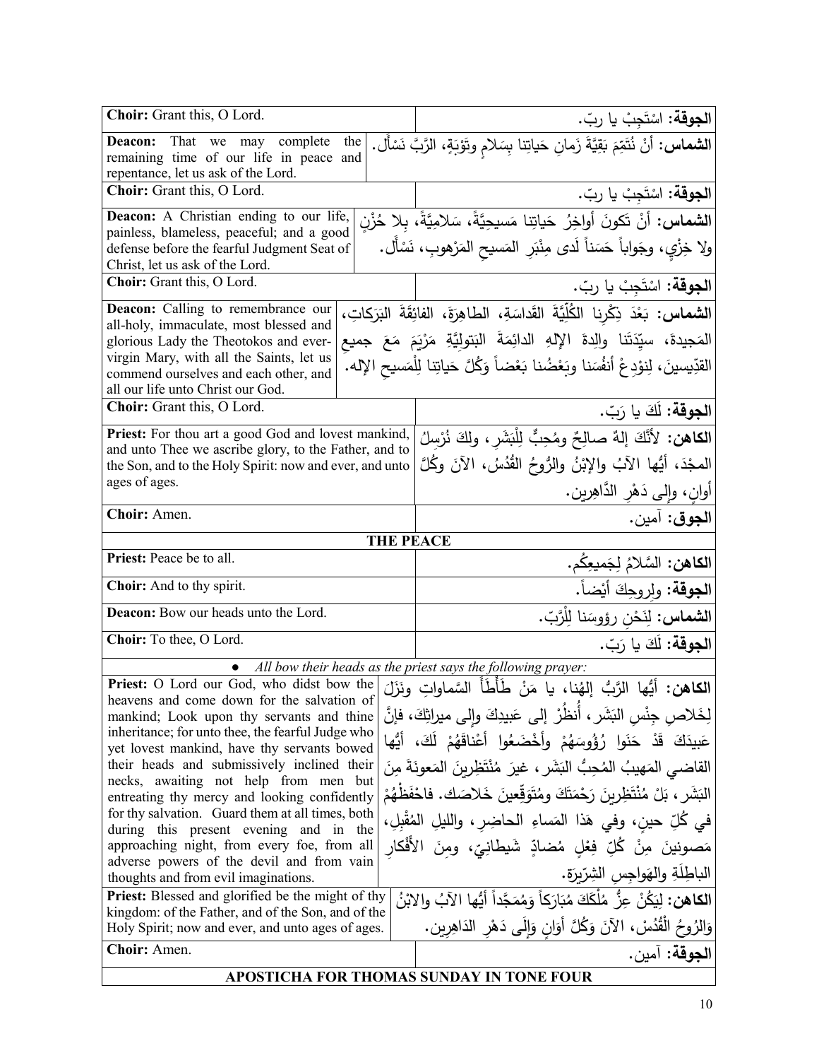| | |
|---|---|
| **Choir:** Grant this, O Lord. | **الجوقة:** اسْتَجِبْ يا ربّ. |
| **Deacon:** That we may complete the remaining time of our life in peace and repentance, let us ask of the Lord. | **الشماس:** أنْ نُتَمِّمَ بَقِيَّةَ زَمانِ حَياتِنا بِسَلامٍ وتَوْبَةٍ، الرَّبَّ نَسْأَل. |
| **Choir:** Grant this, O Lord. | **الجوقة:** اسْتَجِبْ يا ربّ. |
| **Deacon:** A Christian ending to our life, painless, blameless, peaceful; and a good defense before the fearful Judgment Seat of Christ, let us ask of the Lord. | **الشماس:** أنْ تَكونَ أَواخِرُ حَياتِنا مَسيحِيَّةً، سَلامِيَّةً، بِلا حُزْنٍ ولا خِزْيٍ، وجَواباً حَسَناً لَدى مِنْبَرِ المَسيحِ المَرْهوبِ، نَسْأَل. |
| **Choir:** Grant this, O Lord. | **الجوقة:** اسْتَجِبْ يا ربّ. |
| **Deacon:** Calling to remembrance our all-holy, immaculate, most blessed and glorious Lady the Theotokos and ever-virgin Mary, with all the Saints, let us commend ourselves and each other, and all our life unto Christ our God. | **الشماس:** بَعْدَ ذِكْرِنا الكُلِّيَّةَ القَداسَةِ، الطاهِرَةَ، الفائِقَةَ البَرَكاتِ، المَجيدةَ، سيِّدَتَنا والِدةَ الإلهِ الدائِمَةَ البَتولِيَّةِ مَرْيَمَ مَعَ جميعِ القدّيسينَ، لِنوْدِعْ أنفُسَنا وبَعْضُنا بَعْضاً وَكُلَّ حَياتِنا لِلْمَسيحِ الإله. |
| **Choir:** Grant this, O Lord. | **الجوقة:** لَكَ يا رَبّ. |
| **Priest:** For thou art a good God and lovest mankind, and unto Thee we ascribe glory, to the Father, and to the Son, and to the Holy Spirit: now and ever, and unto ages of ages. | **الكاهن:** لأنَّكَ إلهٌ صالِحٌ ومُحِبٌّ لِلْبَشَرِ، ولكَ نُرْسِلُ المجْدَ، أيُّها الآبُ والإبْنُ والرُّوحُ القُدُسُ، الآنَ وكُلَّ أوانٍ، وإلى دَهْرِ الدَّاهِرين. |
| **Choir:** Amen. | **الجوق:** آمين. |
| **THE PEACE** | |
| **Priest:** Peace be to all. | **الكاهن:** السَّلامُ لِجَميعِكُم. |
| **Choir:** And to thy spirit. | **الجوقة:** ولِروحِكَ أيْضاً. |
| **Deacon:** Bow our heads unto the Lord. | **الشماس:** لِنَحْنِ رؤوسَنا لِلْرَّبّ. |
| **Choir:** To thee, O Lord. | **الجوقة:** لَكَ يا رَبّ. |
| • *All bow their heads as the priest says the following prayer:* | |
| **Priest:** O Lord our God, who didst bow the heavens and come down for the salvation of mankind; Look upon thy servants and thine inheritance; for unto thee, the fearful Judge who yet lovest mankind, have thy servants bowed their heads and submissively inclined their necks, awaiting not help from men but entreating thy mercy and looking confidently for thy salvation. Guard them at all times, both during this present evening and in the approaching night, from every foe, from all adverse powers of the devil and from vain thoughts and from evil imaginations. | **الكاهن:** أيُّها الرَّبُّ إلهُنا، يا مَنْ طَأْطَأَ السَّماواتِ ونَزَلَ لِخَلاصِ جِنْسِ البَشَرِ، أُنظُرْ إلى عَبيدِكَ وإلى ميراثِكَ، فإنَّ عَبيدَكَ قَدْ حَنَوا رُؤُوسَهُمْ وأَخْضَعُوا أَعْناقَهُمْ لَكَ، أيُّها القاضي المَهيبُ المُحِبُّ البَشَرِ، غيرَ مُنْتَظِرِينَ المَعونَةَ مِنَ البَشَرِ، بَلْ مُنْتَظِرينَ رَحْمَتَكَ ومُتَوَقِّعينَ خَلاصَك. فاحْفَظْهُمْ في كُلِّ حينٍ، وفي هَذا المَساءِ الحاضِرِ، والليلِ المُقْبِلِ، مَصونينَ مِنْ كُلِّ فِعْلٍ مُضادٍّ شَيطانِيّ، ومِنَ الأَفْكارِ الباطِلَةِ والهَواجِسِ الشِرّيرَة. |
| **Priest:** Blessed and glorified be the might of thy kingdom: of the Father, and of the Son, and of the Holy Spirit; now and ever, and unto ages of ages. | **الكاهن:** لِيَكُنْ عِزُّ مُلْكَكَ مُبَارَكاً وَمُمَجَّداً أَيُّها الآبُ والابْنُ وَالرُوحُ الْقُدُسُ، الآنَ وَكُلَّ أَوَانٍ وَإِلَى دَهْرِ الدَاهِرِين. |
| **Choir:** Amen. | **الجوقة:** آمين. |

**APOSTICHA FOR THOMAS SUNDAY IN TONE FOUR**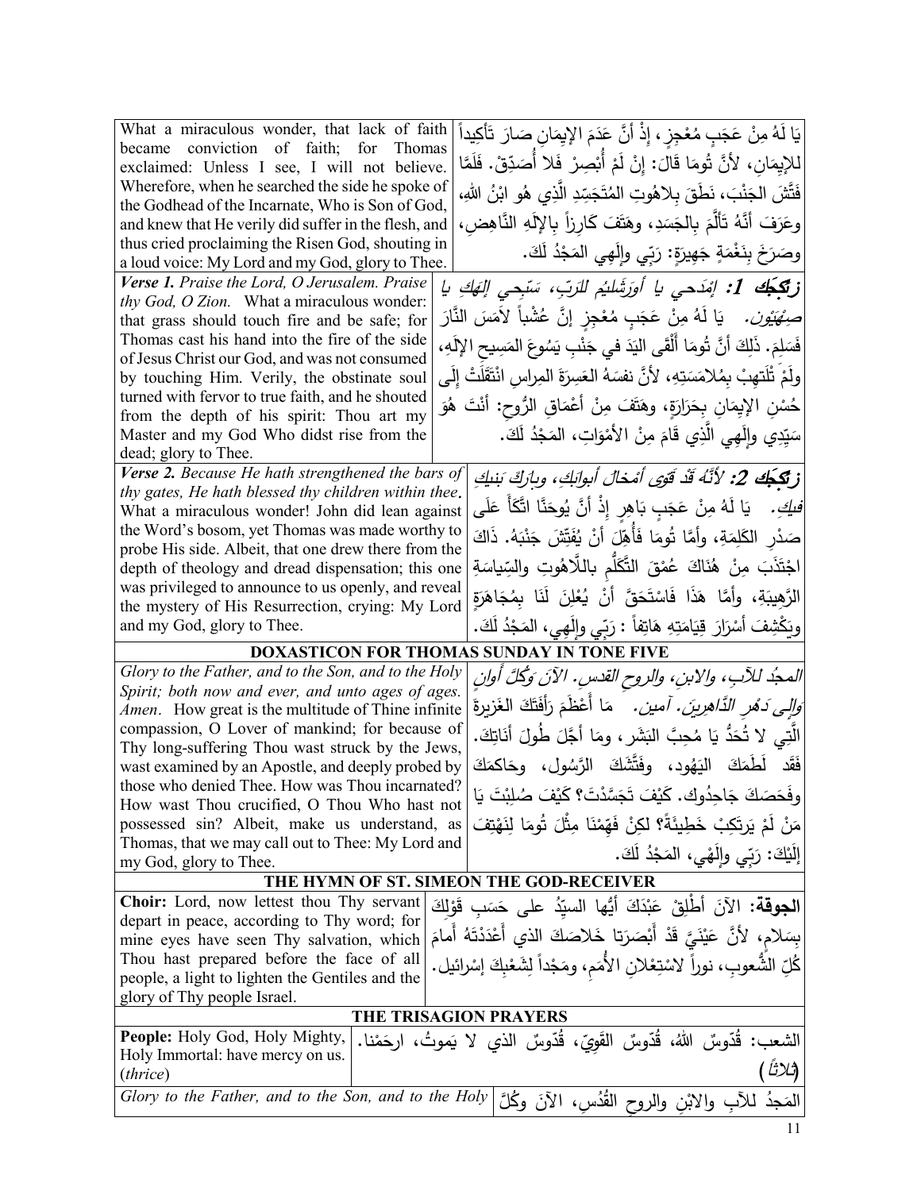| | |
|---|---|
| What a miraculous wonder, that lack of faith became conviction of faith; for Thomas exclaimed: Unless I see, I will not believe. Wherefore, when he searched the side he spoke of the Godhead of the Incarnate, Who is Son of God, and knew that He verily did suffer in the flesh, and thus cried proclaiming the Risen God, shouting in a loud voice: My Lord and my God, glory to Thee. | يَا لَهُ مِنْ عَجَبٍ مُعْجِزٍ، إذْ أَنَّ عَدَمَ الإيمَانِ صَارَ تَأكِيداً للإيمَانِ، لأنَّ تُومَا قَالَ: إنْ لَمْ أُبْصِرْ فَلا أُصَدِّقْ. فَلَمَّا فَتَّشَ الجَنْبَ، نَطَقَ بِلاهُوتِ المُتَجَسِّدِ الَّذِي هُو ابْنُ اللهِ، وعَرَفَ أنَّهُ تَأَلَّمَ بِالجَسَدِ، وهَتَفَ كَارِزاً بِالإلَهِ النَّاهِضِ، وصَرَخَ بِنَغْمَةٍ جَهِيرَةٍ: رَبِّي وإلَهِي المَجْدُ لَكَ. |
| ***Verse 1.*** *Praise the Lord, O Jerusalem. Praise thy God, O Zion.* What a miraculous wonder: that grass should touch fire and be safe; for Thomas cast his hand into the fire of the side of Jesus Christ our God, and was not consumed by touching Him. Verily, the obstinate soul turned with fervor to true faith, and he shouted from the depth of his spirit: Thou art my Master and my God Who didst rise from the dead; glory to Thee. | ***زتكجك 1:*** *إمْدحي يا أورَشَليمُ للرَّبِّ، سَبِّحي إلهَكِ يا صِهْيَوْن.* يَا لَهُ مِنْ عَجَبٍ مُعْجِزٍ إنَّ عُشْباً لامَسَ النَّارَ فَسَلِمَ. ذَلِكَ أنَّ تُومَا أَلْقَى اليَدَ في جَنْبِ يَسُوعَ المَسِيحِ الإلَهِ، ولَمْ تُلْتَهِبْ بِمُلامَسَتِهِ، لأنَّ نفسَهُ العَسِرَةَ المِراسِ انْتَقَلَتْ إلَى حُسْنِ الإيمَانِ بِحَرَارَةٍ، وهَتَفَ مِنْ أعْمَاقِ الرُّوحِ: أنْتَ هُوَ سَيِّدِي وإلَهِي الَّذِي قَامَ مِنْ الأمْوَاتِ، المَجْدُ لَكَ. |
| ***Verse 2.*** *Because He hath strengthened the bars of thy gates, He hath blessed thy children within thee.* What a miraculous wonder! John did lean against the Word's bosom, yet Thomas was made worthy to probe His side. Albeit, that one drew there from the depth of theology and dread dispensation; this one was privileged to announce to us openly, and reveal the mystery of His Resurrection, crying: My Lord and my God, glory to Thee. | ***زتكجك 2:*** *لأنَّهُ قَدْ قَوَّى أمْخالَ أبوابِكِ، وبارَكَ بَنيكِ فيكِ.* يَا لَهُ مِنْ عَجَبٍ بَاهِرٍ إذْ أنَّ يُوحَنَّا اتَّكَأَ عَلَى صَدْرِ الكَلِمَةِ، وأمَّا تُومَا فَأُهِّلَ أنْ يُفَتِّشَ جَنْبَهُ. ذَاكَ اجْتَذَبَ مِنْ هُنَاكَ عُمْقَ التَّكَلُّمِ باللَّاهُوتِ والسِّيَاسَةِ الرَّهِيبَةِ، وأمَّا هَذَا فَاسْتَحَقَّ أنْ يُعْلِنَ لَنَا بِمُجَاهَرَةٍ ويَكْشِفَ أسْرَارَ قِيَامَتِهِ هَاتِفاً: رَبِّي وإلَهِي، المَجْدُ لَكَ. |

## DOXASTICON FOR THOMAS SUNDAY IN TONE FIVE

| | |
|---|---|
| *Glory to the Father, and to the Son, and to the Holy Spirit; both now and ever, and unto ages of ages. Amen.* How great is the multitude of Thine infinite compassion, O Lover of mankind; for because of Thy long-suffering Thou wast struck by the Jews, wast examined by an Apostle, and deeply probed by those who denied Thee. How was Thou incarnated? How wast Thou crucified, O Thou Who hast not possessed sin? Albeit, make us understand, as Thomas, that we may call out to Thee: My Lord and my God, glory to Thee. | *المجدُ للآبِ، والابنِ، والروحِ القدسِ. الآنَ وكُلَّ أوانٍ وإلى دَهْرِ الدَّاهِرينَ. آمين.* مَا أعْظَمَ رَأفَتَكَ الغَزِيرَةَ الَّتِي لا تُحَدُّ يَا مُحِبَّ البَشَرِ، ومَا أجَلَّ طُولَ أنَاتِكَ. فَقَد لَطَمَكَ اليَهُود، وفَتَّشَكَ الرَّسُول، وحَاكَمَكَ وفَحَصَكَ جَاحِدُوك. كَيْفَ تَجَسَّدْتَ؟ كَيْفَ صُلِبْتَ يَا مَنْ لَمْ يَرتَكِبْ خَطِيئَةً؟ لكِنْ فَهِّمْنَا مِثْلَ تُومَا لِنَهْتِفَ إلَيْكَ: رَبِّي وإلَهِي، المَجْدُ لَكَ. |

## THE HYMN OF ST. SIMEON THE GOD-RECEIVER

| | |
|---|---|
| **Choir:** Lord, now lettest thou Thy servant depart in peace, according to Thy word; for mine eyes have seen Thy salvation, which Thou hast prepared before the face of all people, a light to lighten the Gentiles and the glory of Thy people Israel. | **الجوقة:** الآنَ أطْلِقْ عَبْدَكَ أيُّها السيِّدُ على حَسَبِ قَوْلِكَ بِسَلامٍ، لأنَّ عَيْنَيَّ قَدْ أَبْصَرَتا خَلاصَكَ الذي أعْدَدْتَهُ أَمامَ كُلِّ الشُّعوبِ، نوراً لاسْتِعْلانِ الأُمَمِ، ومَجْداً لِشَعْبِكَ إسْرائيل. |

## THE TRISAGION PRAYERS

| | |
|---|---|
| **People:** Holy God, Holy Mighty, Holy Immortal: have mercy on us. (*thrice*) | الشعب: قُدّوسٌ اللهُ، قُدّوسٌ القَوِيّ، قُدّوسٌ الذي لا يَموتُ، ارحَمْنا. (*ثلاثاً*) |
| *Glory to the Father, and to the Son, and to the Holy* | المَجدُ للآبِ والابْنِ والروحِ القُدُسِ، الآنَ وكُلَّ |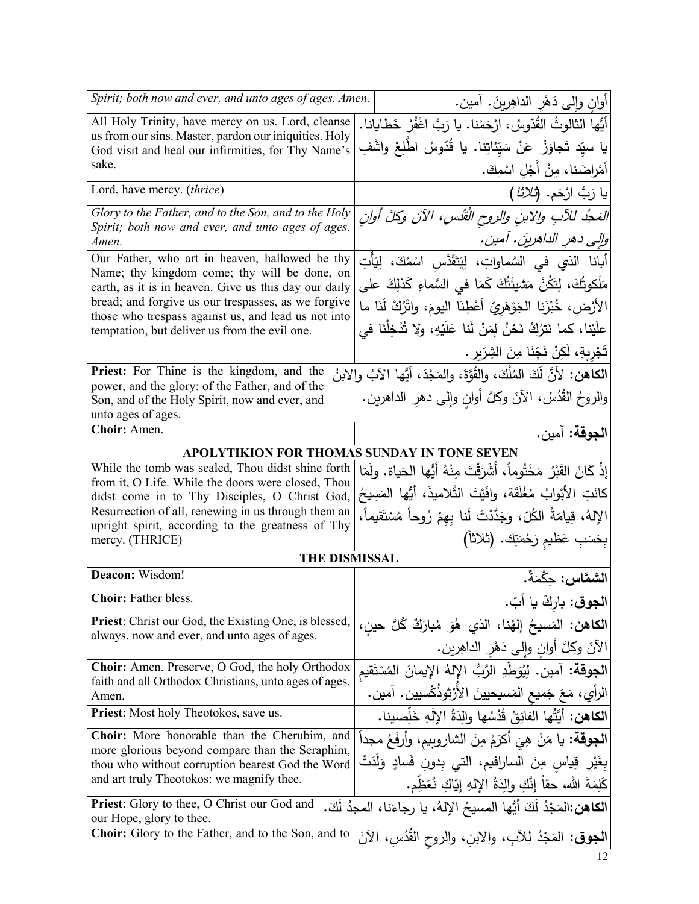| | |
|---|---|
| *Spirit; both now and ever, and unto ages of ages. Amen.* | أوانٍ وإلى دَهْرِ الداهِرينَ. آمين. |
| All Holy Trinity, have mercy on us. Lord, cleanse us from our sins. Master, pardon our iniquities. Holy God visit and heal our infirmities, for Thy Name's sake. | أيُّها الثالوثُ القُدّوسُ، ارْحَمْنا. يا رَبُّ اغْفُرْ خَطايانا. يا سيّد تَجاوَزْ عَنْ سَيِّئاتِنا. يا قُدّوسُ اطَّلِعْ واشْفِ أمْراضَنا، مِنْ أَجْلِ اسْمِكَ. |
| Lord, have mercy. (*thrice*) | يا رَبُّ ارْحَم. (*ثلاثاً*) |
| *Glory to the Father, and to the Son, and to the Holy Spirit; both now and ever, and unto ages of ages. Amen.* | *المَجْدُ للآبِ والابنِ والروحِ القُدُسِ، الآنَ وكلَّ أوانٍ وإلى دهرِ الداهرينَ. آمين.* |
| Our Father, who art in heaven, hallowed be thy Name; thy kingdom come; thy will be done, on earth, as it is in heaven. Give us this day our daily bread; and forgive us our trespasses, as we forgive those who trespass against us, and lead us not into temptation, but deliver us from the evil one. | أبانا الذي في السَّماواتِ، لِيَتَقَدَّسِ اسْمُكَ، لِيَأْتِ مَلَكوتُكَ، لِتَكُنْ مَشيئَتُكَ كَمَا في السَّماءِ كَذلِكَ على الأرْضِ، خُبْزَنا الجَوْهَرِيّ أَعْطِنَا اليومَ، واتْرُكْ لَنَا ما علَيْنا، كما نَتْرُكُ نَحْنُ لِمَنْ لَنا عَلَيْهِ، ولا تُدْخِلْنَا في تَجْرِبةٍ، لَكِنْ نَجِّنَا مِنَ الشِرّيرِ. |
| **Priest:** For Thine is the kingdom, and the power, and the glory: of the Father, and of the Son, and of the Holy Spirit, now and ever, and unto ages of ages. | **الكاهن:** لأنَّ لَكَ المُلْكَ، والقُوَّةَ، والمَجْدَ، أيُّها الآبُ والابنُ والروحُ القُدُسُ، الآنَ وكلَّ أوانٍ وإلى دهرِ الداهرين. |
| **Choir:** Amen. | **الجوقة:** آمين. |
| **APOLYTIKION FOR THOMAS SUNDAY IN TONE SEVEN** | |
| While the tomb was sealed, Thou didst shine forth from it, O Life. While the doors were closed, Thou didst come in to Thy Disciples, O Christ God, Resurrection of all, renewing in us through them an upright spirit, according to the greatness of Thy mercy. (THRICE) | إذْ كَانَ القَبْرُ مَخْتوماً، أَشْرَقْتَ مِنْهُ أيُّها الحَياة. ولَمّا كانَتِ الأبْوابُ مُغْلَقَة، وافَيْتَ التَّلاميذَ، أيُّها المَسيحُ الإلهُ، قيامَةُ الكُلّ، وجَدَّدْتَ لَنا بِهِمْ رُوحاً مُسْتَقيماً، بِحَسَبِ عَظيمِ رَحْمَتِك. (ثلاثاً) |
| **THE DISMISSAL** | |
| **Deacon:** Wisdom! | **الشمّاس:** حِكْمَةٌ. |
| **Choir:** Father bless. | **الجوق:** بارِكْ يا أبَت. |
| **Priest**: Christ our God, the Existing One, is blessed, always, now and ever, and unto ages of ages. | **الكاهن:** المَسيحُ إلهُنا، الذي هُوَ مُبارَكٌ كُلَّ حينٍ، الآنَ وكلَّ أوانٍ وإلى دَهْرِ الداهِرين. |
| **Choir:** Amen. Preserve, O God, the holy Orthodox faith and all Orthodox Christians, unto ages of ages. Amen. | **الجوقة:** آمين. لِيُوَطِّدِ الرَّبُّ الإلهُ الإيمانَ المُسْتَقيمَ الرأيِ، مَعَ جَميعِ المَسيحيينَ الأُرْثوذُكْسيين. آمين. |
| **Priest**: Most holy Theotokos, save us. | **الكاهن:** أيَّتُها الفائِقُ قُدْسُها والِدَةُ الإلَهِ خَلِّصينا. |
| **Choir:** More honorable than the Cherubim, and more glorious beyond compare than the Seraphim, thou who without corruption bearest God the Word and art truly Theotokos: we magnify thee. | **الجوقة:** يا مَنْ هِيَ أكرَمُ مِنَ الشاروبيمِ، وأرفَعُ مجداً بِغَيْرِ قِياسٍ مِنَ السارافيم، التي بِدونِ فَسادٍ وَلَدَتْ كَلِمَةَ الله، حقاً إنَّكِ والِدَةُ الإلهِ إيّاكِ نُعَظِّم. |
| **Priest**: Glory to thee, O Christ our God and our Hope, glory to thee. | **الكاهن:** المَجْدُ لَكَ أيُّها المسيحُ الإلهُ، يا رجاءَنا، المجدُ لَكَ. |
| **Choir:** Glory to the Father, and to the Son, and to | **الجوق:** المَجْدُ لِلآبِ، والابنِ، والروحِ القُدُسِ، الآنَ |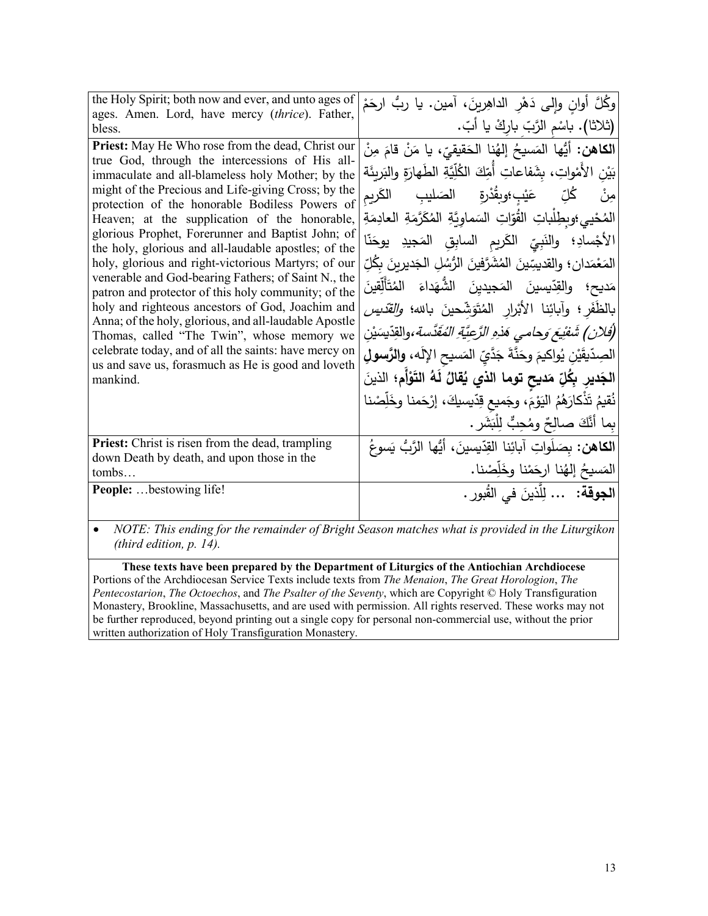| | |
|---|---|
| the Holy Spirit; both now and ever, and unto ages of ages. Amen. Lord, have mercy (*thrice*). Father, bless. | وكُلَّ أوانٍ وإلى دَهْرِ الداهِرينَ، آمين. يا ربُّ ارحَمْ **(ثلاثا)**. باسْمِ الرَّبِّ بارِكْ يا أبّ. |
| **Priest:** May He Who rose from the dead, Christ our true God, through the intercessions of His all-immaculate and all-blameless holy Mother; by the might of the Precious and Life-giving Cross; by the protection of the honorable Bodiless Powers of Heaven; at the supplication of the honorable, glorious Prophet, Forerunner and Baptist John; of the holy, glorious and all-laudable apostles; of the holy, glorious and right-victorious Martyrs; of our venerable and God-bearing Fathers; of Saint N., the patron and protector of this holy community; of the holy and righteous ancestors of God, Joachim and Anna; of the holy, glorious, and all-laudable Apostle Thomas, called "The Twin", whose memory we celebrate today, and of all the saints: have mercy on us and save us, forasmuch as He is good and loveth mankind. | **الكاهن:** أيُّها المَسيحُ إلهُنا الحَقيقيّ، يا مَنْ قامَ مِنْ بَيْنِ الأَمْواتِ، بشَفاعاتِ أُمِّكَ الكُلِّيَّةِ الطَهارَةِ والبَريئَةِ مِنْ كُلِّ عَيْبٍ؛وبقُدْرةِ الصَليبِ الكَريمِ المُحْيي؛وبطِلْباتِ القُوّاتِ السَماوِيَّةِ المُكَرَّمَةِ العادِمَةِ الأَجْسادِ؛ والنَبِيِّ الكَريمِ السابِقِ المَجيد يوحَنّا المَعْمَدان؛ والقديسّينَ المُشَرَّفينَ الرُسُلِ الجَديرينَ بِكُلِّ مَديح؛ والقِدّيسينَ المَجيدينَ الشُّهَداءَ المُتَأَلِّقينَ بالظَفَرِ؛ وآبائِنا الأَبْرارِ المُتَوَشِّحينَ بالله؛ *والقِدّيس (فلان) شَفيْعَ وحامي هَذِهِ الرَّعِيَّةِ المُقَدَّسة*،والقِدّيسَيْنِ الصِدّيقَيْنِ يُواكيمَ وحَنَّةَ جَدَّيِّ المَسيحِ الإِلَه، **والرَّسولِ الجَديرِ بِكُلِّ مَديحٍ توما الذي يُقالُ لَهُ التَوْأَم**؛ الذينَ نُقيمُ تَذْكارَهُمُ اليَوْمَ، وجَميعِ قِدّيسيكَ، إرْحَمنا وخَلِّصْنا بِما أنَّكَ صالِحٌ ومُحِبٌّ لِلْبَشَر. |
| **Priest:** Christ is risen from the dead, trampling down Death by death, and upon those in the tombs… | **الكاهن:** بِصَلَواتِ آبائِنا القِدّيسينَ، أيُّها الرَّبُّ يَسوعُ المَسيحُ إلهُنا ارحَمْنا وخَلِّصْنا. |
| **People:** …bestowing life! | **الجوقة:** ... لِلَّذينَ في القُبور. |

- *NOTE: This ending for the remainder of Bright Season matches what is provided in the Liturgikon (third edition, p. 14).*

**These texts have been prepared by the Department of Liturgics of the Antiochian Archdiocese**
Portions of the Archdiocesan Service Texts include texts from *The Menaion*, *The Great Horologion*, *The Pentecostarion*, *The Octoechos*, and *The Psalter of the Seventy*, which are Copyright © Holy Transfiguration Monastery, Brookline, Massachusetts, and are used with permission. All rights reserved. These works may not be further reproduced, beyond printing out a single copy for personal non-commercial use, without the prior written authorization of Holy Transfiguration Monastery.